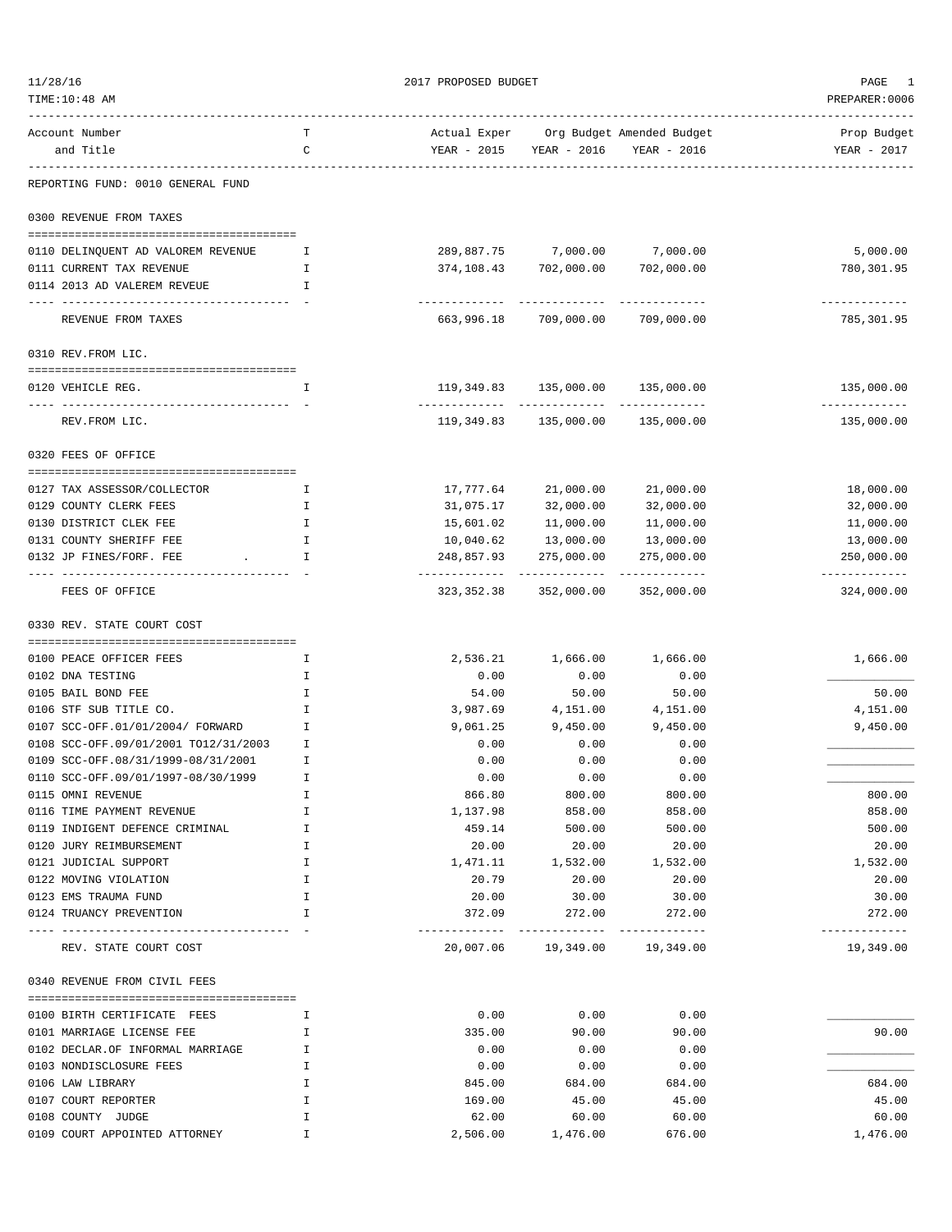2017 PROPOSED BUDGET

11/28/16
TIME:10:48 AM
PREPARER:0006

| Account Number and Title | T C | Actual Exper YEAR - 2015 | Org Budget YEAR - 2016 | Amended Budget YEAR - 2016 | Prop Budget YEAR - 2017 |
|---|---|---|---|---|---|
| **REPORTING FUND: 0010 GENERAL FUND** | | | | | |
| **0300 REVENUE FROM TAXES** | | | | | |
| 0110 DELINQUENT AD VALOREM REVENUE | I | 289,887.75 | 7,000.00 | 7,000.00 | 5,000.00 |
| 0111 CURRENT TAX REVENUE | I | 374,108.43 | 702,000.00 | 702,000.00 | 780,301.95 |
| 0114 2013 AD VALEREM REVEUE | I | | | | |
| REVENUE FROM TAXES | | 663,996.18 | 709,000.00 | 709,000.00 | 785,301.95 |
| **0310 REV.FROM LIC.** | | | | | |
| 0120 VEHICLE REG. | I | 119,349.83 | 135,000.00 | 135,000.00 | 135,000.00 |
| REV.FROM LIC. | | 119,349.83 | 135,000.00 | 135,000.00 | 135,000.00 |
| **0320 FEES OF OFFICE** | | | | | |
| 0127 TAX ASSESSOR/COLLECTOR | I | 17,777.64 | 21,000.00 | 21,000.00 | 18,000.00 |
| 0129 COUNTY CLERK FEES | I | 31,075.17 | 32,000.00 | 32,000.00 | 32,000.00 |
| 0130 DISTRICT CLEK FEE | I | 15,601.02 | 11,000.00 | 11,000.00 | 11,000.00 |
| 0131 COUNTY SHERIFF FEE | I | 10,040.62 | 13,000.00 | 13,000.00 | 13,000.00 |
| 0132 JP FINES/FORF. FEE . | I | 248,857.93 | 275,000.00 | 275,000.00 | 250,000.00 |
| FEES OF OFFICE | | 323,352.38 | 352,000.00 | 352,000.00 | 324,000.00 |
| **0330 REV. STATE COURT COST** | | | | | |
| 0100 PEACE OFFICER FEES | I | 2,536.21 | 1,666.00 | 1,666.00 | 1,666.00 |
| 0102 DNA TESTING | I | 0.00 | 0.00 | 0.00 | ____________ |
| 0105 BAIL BOND FEE | I | 54.00 | 50.00 | 50.00 | 50.00 |
| 0106 STF SUB TITLE CO. | I | 3,987.69 | 4,151.00 | 4,151.00 | 4,151.00 |
| 0107 SCC-OFF.01/01/2004/ FORWARD | I | 9,061.25 | 9,450.00 | 9,450.00 | 9,450.00 |
| 0108 SCC-OFF.09/01/2001 TO12/31/2003 | I | 0.00 | 0.00 | 0.00 | ____________ |
| 0109 SCC-OFF.08/31/1999-08/31/2001 | I | 0.00 | 0.00 | 0.00 | ____________ |
| 0110 SCC-OFF.09/01/1997-08/30/1999 | I | 0.00 | 0.00 | 0.00 | ____________ |
| 0115 OMNI REVENUE | I | 866.80 | 800.00 | 800.00 | 800.00 |
| 0116 TIME PAYMENT REVENUE | I | 1,137.98 | 858.00 | 858.00 | 858.00 |
| 0119 INDIGENT DEFENCE CRIMINAL | I | 459.14 | 500.00 | 500.00 | 500.00 |
| 0120 JURY REIMBURSEMENT | I | 20.00 | 20.00 | 20.00 | 20.00 |
| 0121 JUDICIAL SUPPORT | I | 1,471.11 | 1,532.00 | 1,532.00 | 1,532.00 |
| 0122 MOVING VIOLATION | I | 20.79 | 20.00 | 20.00 | 20.00 |
| 0123 EMS TRAUMA FUND | I | 20.00 | 30.00 | 30.00 | 30.00 |
| 0124 TRUANCY PREVENTION | I | 372.09 | 272.00 | 272.00 | 272.00 |
| REV. STATE COURT COST | | 20,007.06 | 19,349.00 | 19,349.00 | 19,349.00 |
| **0340 REVENUE FROM CIVIL FEES** | | | | | |
| 0100 BIRTH CERTIFICATE FEES | I | 0.00 | 0.00 | 0.00 | ____________ |
| 0101 MARRIAGE LICENSE FEE | I | 335.00 | 90.00 | 90.00 | 90.00 |
| 0102 DECLAR.OF INFORMAL MARRIAGE | I | 0.00 | 0.00 | 0.00 | ____________ |
| 0103 NONDISCLOSURE FEES | I | 0.00 | 0.00 | 0.00 | ____________ |
| 0106 LAW LIBRARY | I | 845.00 | 684.00 | 684.00 | 684.00 |
| 0107 COURT REPORTER | I | 169.00 | 45.00 | 45.00 | 45.00 |
| 0108 COUNTY JUDGE | I | 62.00 | 60.00 | 60.00 | 60.00 |
| 0109 COURT APPOINTED ATTORNEY | I | 2,506.00 | 1,476.00 | 676.00 | 1,476.00 |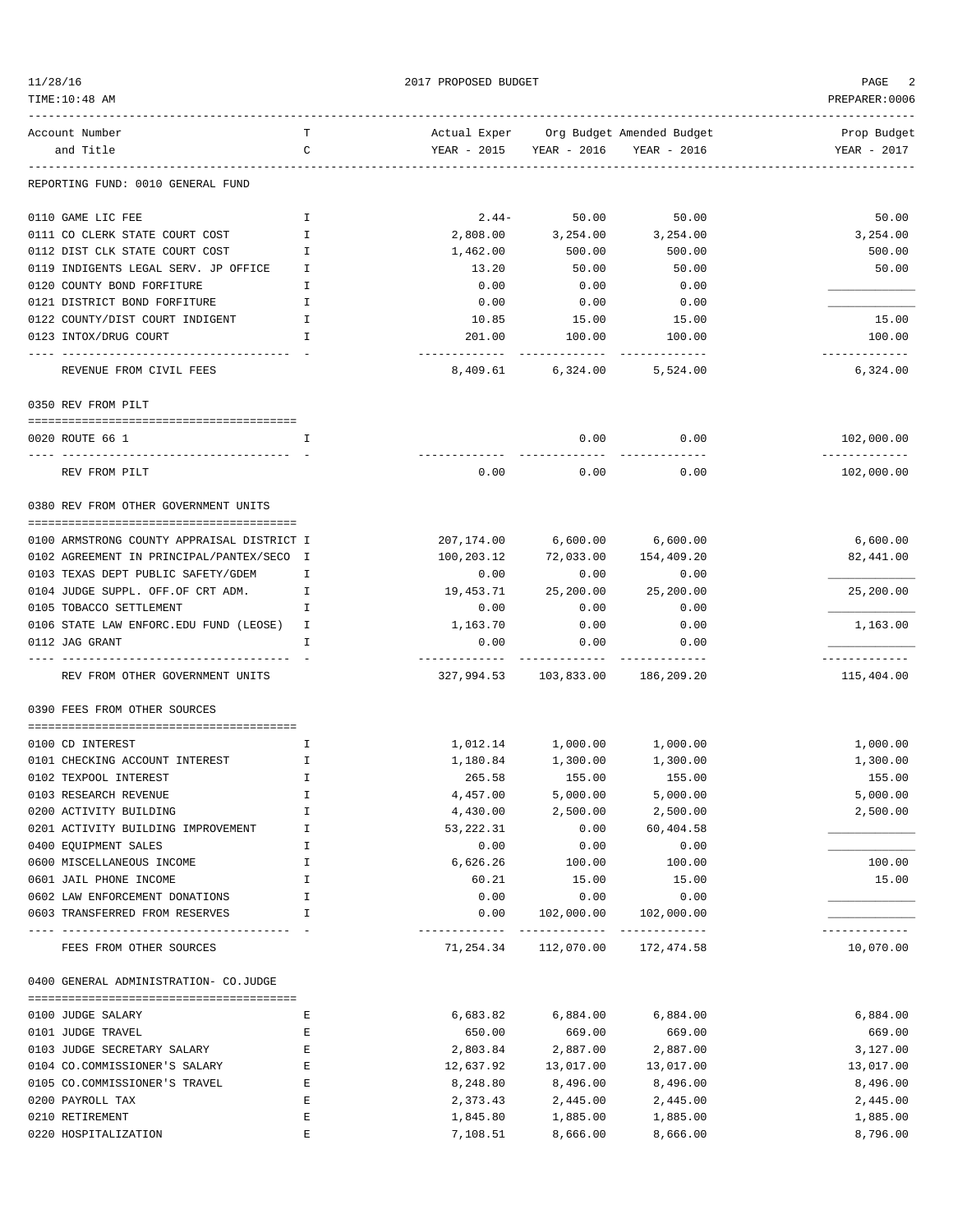2017 PROPOSED BUDGET

| Account Number and Title | TC | Actual Exper YEAR - 2015 | Org Budget YEAR - 2016 | Amended Budget YEAR - 2016 | Prop Budget YEAR - 2017 |
|---|---|---|---|---|---|
| **REPORTING FUND: 0010 GENERAL FUND** | | | | | |
| 0110 GAME LIC FEE | I | 2.44- | 50.00 | 50.00 | 50.00 |
| 0111 CO CLERK STATE COURT COST | I | 2,808.00 | 3,254.00 | 3,254.00 | 3,254.00 |
| 0112 DIST CLK STATE COURT COST | I | 1,462.00 | 500.00 | 500.00 | 500.00 |
| 0119 INDIGENTS LEGAL SERV. JP OFFICE | I | 13.20 | 50.00 | 50.00 | 50.00 |
| 0120 COUNTY BOND FORFITURE | I | 0.00 | 0.00 | 0.00 | |
| 0121 DISTRICT BOND FORFITURE | I | 0.00 | 0.00 | 0.00 | |
| 0122 COUNTY/DIST COURT INDIGENT | I | 10.85 | 15.00 | 15.00 | 15.00 |
| 0123 INTOX/DRUG COURT | I | 201.00 | 100.00 | 100.00 | 100.00 |
| REVENUE FROM CIVIL FEES | | 8,409.61 | 6,324.00 | 5,524.00 | 6,324.00 |
| **0350 REV FROM PILT** | | | | | |
| 0020 ROUTE 66 1 | I | | 0.00 | 0.00 | 102,000.00 |
| REV FROM PILT | | 0.00 | 0.00 | 0.00 | 102,000.00 |
| **0380 REV FROM OTHER GOVERNMENT UNITS** | | | | | |
| 0100 ARMSTRONG COUNTY APPRAISAL DISTRICT | I | 207,174.00 | 6,600.00 | 6,600.00 | 6,600.00 |
| 0102 AGREEMENT IN PRINCIPAL/PANTEX/SECO | I | 100,203.12 | 72,033.00 | 154,409.20 | 82,441.00 |
| 0103 TEXAS DEPT PUBLIC SAFETY/GDEM | I | 0.00 | 0.00 | 0.00 | |
| 0104 JUDGE SUPPL. OFF.OF CRT ADM. | I | 19,453.71 | 25,200.00 | 25,200.00 | 25,200.00 |
| 0105 TOBACCO SETTLEMENT | I | 0.00 | 0.00 | 0.00 | |
| 0106 STATE LAW ENFORC.EDU FUND (LEOSE) | I | 1,163.70 | 0.00 | 0.00 | 1,163.00 |
| 0112 JAG GRANT | I | 0.00 | 0.00 | 0.00 | |
| REV FROM OTHER GOVERNMENT UNITS | | 327,994.53 | 103,833.00 | 186,209.20 | 115,404.00 |
| **0390 FEES FROM OTHER SOURCES** | | | | | |
| 0100 CD INTEREST | I | 1,012.14 | 1,000.00 | 1,000.00 | 1,000.00 |
| 0101 CHECKING ACCOUNT INTEREST | I | 1,180.84 | 1,300.00 | 1,300.00 | 1,300.00 |
| 0102 TEXPOOL INTEREST | I | 265.58 | 155.00 | 155.00 | 155.00 |
| 0103 RESEARCH REVENUE | I | 4,457.00 | 5,000.00 | 5,000.00 | 5,000.00 |
| 0200 ACTIVITY BUILDING | I | 4,430.00 | 2,500.00 | 2,500.00 | 2,500.00 |
| 0201 ACTIVITY BUILDING IMPROVEMENT | I | 53,222.31 | 0.00 | 60,404.58 | |
| 0400 EQUIPMENT SALES | I | 0.00 | 0.00 | 0.00 | |
| 0600 MISCELLANEOUS INCOME | I | 6,626.26 | 100.00 | 100.00 | 100.00 |
| 0601 JAIL PHONE INCOME | I | 60.21 | 15.00 | 15.00 | 15.00 |
| 0602 LAW ENFORCEMENT DONATIONS | I | 0.00 | 0.00 | 0.00 | |
| 0603 TRANSFERRED FROM RESERVES | I | 0.00 | 102,000.00 | 102,000.00 | |
| FEES FROM OTHER SOURCES | | 71,254.34 | 112,070.00 | 172,474.58 | 10,070.00 |
| **0400 GENERAL ADMINISTRATION- CO.JUDGE** | | | | | |
| 0100 JUDGE SALARY | E | 6,683.82 | 6,884.00 | 6,884.00 | 6,884.00 |
| 0101 JUDGE TRAVEL | E | 650.00 | 669.00 | 669.00 | 669.00 |
| 0103 JUDGE SECRETARY SALARY | E | 2,803.84 | 2,887.00 | 2,887.00 | 3,127.00 |
| 0104 CO.COMMISSIONER'S SALARY | E | 12,637.92 | 13,017.00 | 13,017.00 | 13,017.00 |
| 0105 CO.COMMISSIONER'S TRAVEL | E | 8,248.80 | 8,496.00 | 8,496.00 | 8,496.00 |
| 0200 PAYROLL TAX | E | 2,373.43 | 2,445.00 | 2,445.00 | 2,445.00 |
| 0210 RETIREMENT | E | 1,845.80 | 1,885.00 | 1,885.00 | 1,885.00 |
| 0220 HOSPITALIZATION | E | 7,108.51 | 8,666.00 | 8,666.00 | 8,796.00 |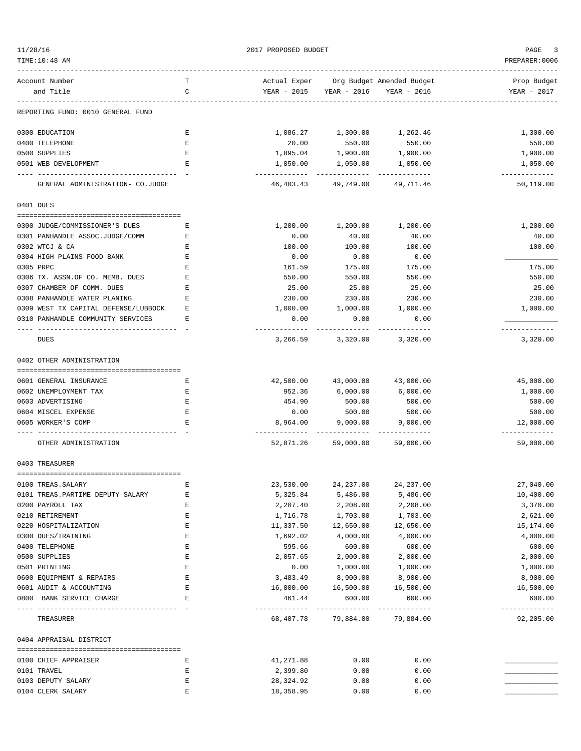REPORTING FUND: 0010 GENERAL FUND

| Account Number and Title | TC | Actual Exper YEAR - 2015 | Org Budget YEAR - 2016 | Amended Budget YEAR - 2016 | Prop Budget YEAR - 2017 |
|---|---|---|---|---|---|
| 0300 EDUCATION | E | 1,086.27 | 1,300.00 | 1,262.46 | 1,300.00 |
| 0400 TELEPHONE | E | 20.00 | 550.00 | 550.00 | 550.00 |
| 0500 SUPPLIES | E | 1,895.04 | 1,900.00 | 1,900.00 | 1,900.00 |
| 0501 WEB DEVELOPMENT | E | 1,050.00 | 1,050.00 | 1,050.00 | 1,050.00 |
| GENERAL ADMINISTRATION- CO.JUDGE | | 46,403.43 | 49,749.00 | 49,711.46 | 50,119.00 |
| **0401 DUES** | | | | | |
| 0300 JUDGE/COMMISSIONER'S DUES | E | 1,200.00 | 1,200.00 | 1,200.00 | 1,200.00 |
| 0301 PANHANDLE ASSOC.JUDGE/COMM | E | 0.00 | 40.00 | 40.00 | 40.00 |
| 0302 WTCJ & CA | E | 100.00 | 100.00 | 100.00 | 100.00 |
| 0304 HIGH PLAINS FOOD BANK | E | 0.00 | 0.00 | 0.00 | ____________ |
| 0305 PRPC | E | 161.59 | 175.00 | 175.00 | 175.00 |
| 0306 TX. ASSN.OF CO. MEMB. DUES | E | 550.00 | 550.00 | 550.00 | 550.00 |
| 0307 CHAMBER OF COMM. DUES | E | 25.00 | 25.00 | 25.00 | 25.00 |
| 0308 PANHANDLE WATER PLANING | E | 230.00 | 230.00 | 230.00 | 230.00 |
| 0309 WEST TX CAPITAL DEFENSE/LUBBOCK | E | 1,000.00 | 1,000.00 | 1,000.00 | 1,000.00 |
| 0310 PANHANDLE COMMUNITY SERVICES | E | 0.00 | 0.00 | 0.00 | ____________ |
| DUES | | 3,266.59 | 3,320.00 | 3,320.00 | 3,320.00 |
| **0402 OTHER ADMINISTRATION** | | | | | |
| 0601 GENERAL INSURANCE | E | 42,500.00 | 43,000.00 | 43,000.00 | 45,000.00 |
| 0602 UNEMPLOYMENT TAX | E | 952.36 | 6,000.00 | 6,000.00 | 1,000.00 |
| 0603 ADVERTISING | E | 454.90 | 500.00 | 500.00 | 500.00 |
| 0604 MISCEL EXPENSE | E | 0.00 | 500.00 | 500.00 | 500.00 |
| 0605 WORKER'S COMP | E | 8,964.00 | 9,000.00 | 9,000.00 | 12,000.00 |
| OTHER ADMINISTRATION | | 52,871.26 | 59,000.00 | 59,000.00 | 59,000.00 |
| **0403 TREASURER** | | | | | |
| 0100 TREAS.SALARY | E | 23,530.00 | 24,237.00 | 24,237.00 | 27,040.00 |
| 0101 TREAS.PARTIME DEPUTY SALARY | E | 5,325.84 | 5,486.00 | 5,486.00 | 10,400.00 |
| 0200 PAYROLL TAX | E | 2,207.40 | 2,208.00 | 2,208.00 | 3,370.00 |
| 0210 RETIREMENT | E | 1,716.78 | 1,703.00 | 1,703.00 | 2,621.00 |
| 0220 HOSPITALIZATION | E | 11,337.50 | 12,650.00 | 12,650.00 | 15,174.00 |
| 0300 DUES/TRAINING | E | 1,692.02 | 4,000.00 | 4,000.00 | 4,000.00 |
| 0400 TELEPHONE | E | 595.66 | 600.00 | 600.00 | 600.00 |
| 0500 SUPPLIES | E | 2,057.65 | 2,000.00 | 2,000.00 | 2,000.00 |
| 0501 PRINTING | E | 0.00 | 1,000.00 | 1,000.00 | 1,000.00 |
| 0600 EQUIPMENT & REPAIRS | E | 3,483.49 | 8,900.00 | 8,900.00 | 8,900.00 |
| 0601 AUDIT & ACCOUNTING | E | 16,000.00 | 16,500.00 | 16,500.00 | 16,500.00 |
| 0800 BANK SERVICE CHARGE | E | 461.44 | 600.00 | 600.00 | 600.00 |
| TREASURER | | 68,407.78 | 79,884.00 | 79,884.00 | 92,205.00 |
| **0404 APPRAISAL DISTRICT** | | | | | |
| 0100 CHIEF APPRAISER | E | 41,271.88 | 0.00 | 0.00 | ____________ |
| 0101 TRAVEL | E | 2,399.80 | 0.00 | 0.00 | ____________ |
| 0103 DEPUTY SALARY | E | 28,324.92 | 0.00 | 0.00 | ____________ |
| 0104 CLERK SALARY | E | 18,358.95 | 0.00 | 0.00 | ____________ |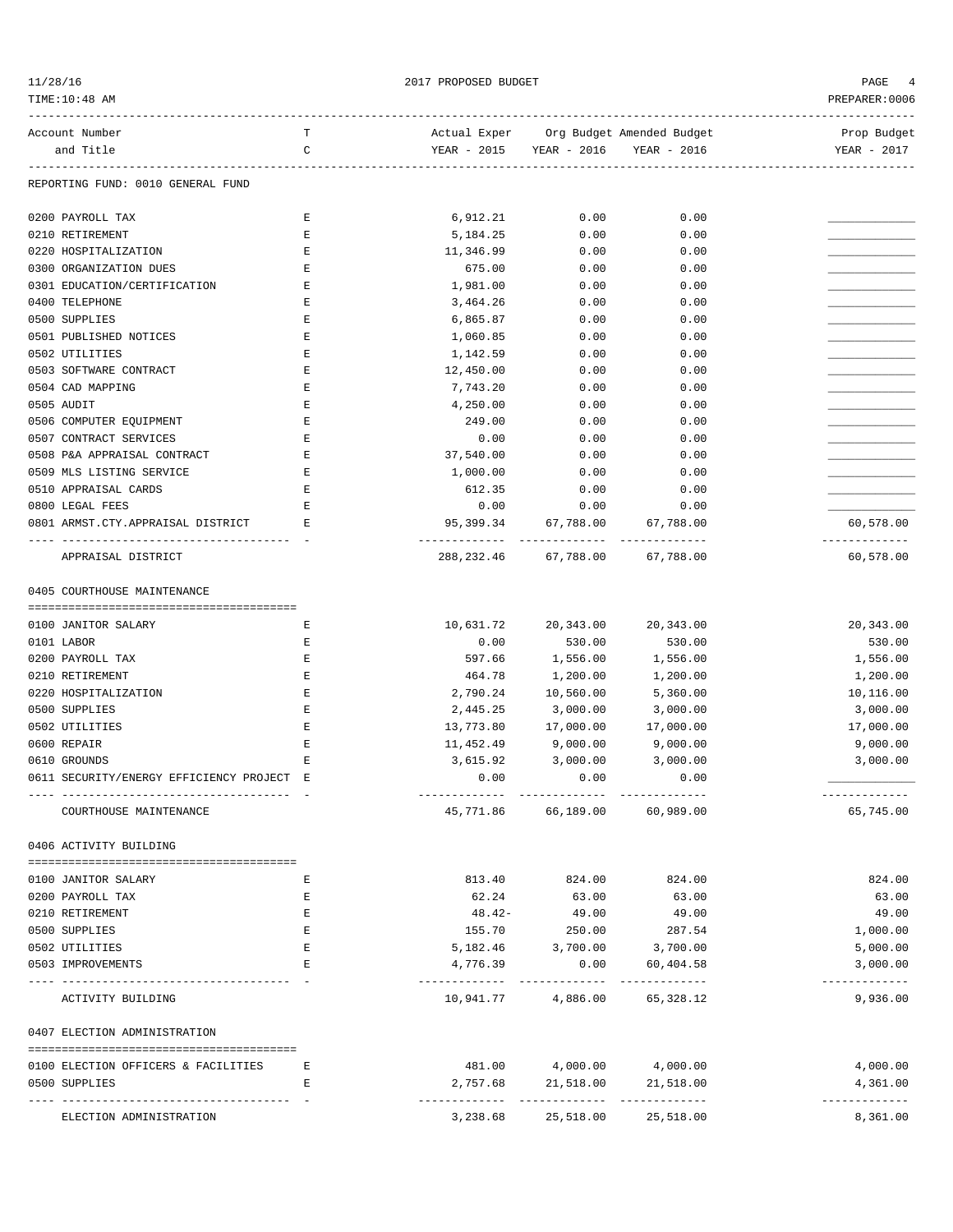REPORTING FUND: 0010 GENERAL FUND

| Account Number and Title | TC | Actual Exper YEAR - 2015 | Org Budget YEAR - 2016 | Amended Budget YEAR - 2016 | Prop Budget YEAR - 2017 |
|---|---|---|---|---|---|
| 0200 PAYROLL TAX | E | 6,912.21 | 0.00 | 0.00 | ____________ |
| 0210 RETIREMENT | E | 5,184.25 | 0.00 | 0.00 | ____________ |
| 0220 HOSPITALIZATION | E | 11,346.99 | 0.00 | 0.00 | ____________ |
| 0300 ORGANIZATION DUES | E | 675.00 | 0.00 | 0.00 | ____________ |
| 0301 EDUCATION/CERTIFICATION | E | 1,981.00 | 0.00 | 0.00 | ____________ |
| 0400 TELEPHONE | E | 3,464.26 | 0.00 | 0.00 | ____________ |
| 0500 SUPPLIES | E | 6,865.87 | 0.00 | 0.00 | ____________ |
| 0501 PUBLISHED NOTICES | E | 1,060.85 | 0.00 | 0.00 | ____________ |
| 0502 UTILITIES | E | 1,142.59 | 0.00 | 0.00 | ____________ |
| 0503 SOFTWARE CONTRACT | E | 12,450.00 | 0.00 | 0.00 | ____________ |
| 0504 CAD MAPPING | E | 7,743.20 | 0.00 | 0.00 | ____________ |
| 0505 AUDIT | E | 4,250.00 | 0.00 | 0.00 | ____________ |
| 0506 COMPUTER EQUIPMENT | E | 249.00 | 0.00 | 0.00 | ____________ |
| 0507 CONTRACT SERVICES | E | 0.00 | 0.00 | 0.00 | ____________ |
| 0508 P&A APPRAISAL CONTRACT | E | 37,540.00 | 0.00 | 0.00 | ____________ |
| 0509 MLS LISTING SERVICE | E | 1,000.00 | 0.00 | 0.00 | ____________ |
| 0510 APPRAISAL CARDS | E | 612.35 | 0.00 | 0.00 | ____________ |
| 0800 LEGAL FEES | E | 0.00 | 0.00 | 0.00 | ____________ |
| 0801 ARMST.CTY.APPRAISAL DISTRICT | E | 95,399.34 | 67,788.00 | 67,788.00 | 60,578.00 |
| APPRAISAL DISTRICT | | 288,232.46 | 67,788.00 | 67,788.00 | 60,578.00 |

0405 COURTHOUSE MAINTENANCE

| Account Number and Title | TC | Actual Exper YEAR - 2015 | Org Budget YEAR - 2016 | Amended Budget YEAR - 2016 | Prop Budget YEAR - 2017 |
|---|---|---|---|---|---|
| 0100 JANITOR SALARY | E | 10,631.72 | 20,343.00 | 20,343.00 | 20,343.00 |
| 0101 LABOR | E | 0.00 | 530.00 | 530.00 | 530.00 |
| 0200 PAYROLL TAX | E | 597.66 | 1,556.00 | 1,556.00 | 1,556.00 |
| 0210 RETIREMENT | E | 464.78 | 1,200.00 | 1,200.00 | 1,200.00 |
| 0220 HOSPITALIZATION | E | 2,790.24 | 10,560.00 | 5,360.00 | 10,116.00 |
| 0500 SUPPLIES | E | 2,445.25 | 3,000.00 | 3,000.00 | 3,000.00 |
| 0502 UTILITIES | E | 13,773.80 | 17,000.00 | 17,000.00 | 17,000.00 |
| 0600 REPAIR | E | 11,452.49 | 9,000.00 | 9,000.00 | 9,000.00 |
| 0610 GROUNDS | E | 3,615.92 | 3,000.00 | 3,000.00 | 3,000.00 |
| 0611 SECURITY/ENERGY EFFICIENCY PROJECT | E | 0.00 | 0.00 | 0.00 | ____________ |
| COURTHOUSE MAINTENANCE | | 45,771.86 | 66,189.00 | 60,989.00 | 65,745.00 |

0406 ACTIVITY BUILDING

| Account Number and Title | TC | Actual Exper YEAR - 2015 | Org Budget YEAR - 2016 | Amended Budget YEAR - 2016 | Prop Budget YEAR - 2017 |
|---|---|---|---|---|---|
| 0100 JANITOR SALARY | E | 813.40 | 824.00 | 824.00 | 824.00 |
| 0200 PAYROLL TAX | E | 62.24 | 63.00 | 63.00 | 63.00 |
| 0210 RETIREMENT | E | 48.42- | 49.00 | 49.00 | 49.00 |
| 0500 SUPPLIES | E | 155.70 | 250.00 | 287.54 | 1,000.00 |
| 0502 UTILITIES | E | 5,182.46 | 3,700.00 | 3,700.00 | 5,000.00 |
| 0503 IMPROVEMENTS | E | 4,776.39 | 0.00 | 60,404.58 | 3,000.00 |
| ACTIVITY BUILDING | | 10,941.77 | 4,886.00 | 65,328.12 | 9,936.00 |

0407 ELECTION ADMINISTRATION

| Account Number and Title | TC | Actual Exper YEAR - 2015 | Org Budget YEAR - 2016 | Amended Budget YEAR - 2016 | Prop Budget YEAR - 2017 |
|---|---|---|---|---|---|
| 0100 ELECTION OFFICERS & FACILITIES | E | 481.00 | 4,000.00 | 4,000.00 | 4,000.00 |
| 0500 SUPPLIES | E | 2,757.68 | 21,518.00 | 21,518.00 | 4,361.00 |
| ELECTION ADMINISTRATION | | 3,238.68 | 25,518.00 | 25,518.00 | 8,361.00 |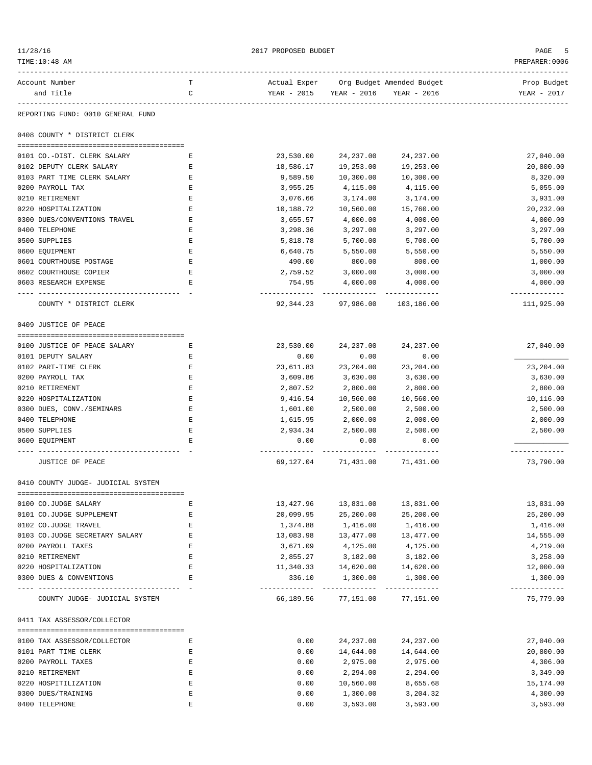2017 PROPOSED BUDGET

REPORTING FUND: 0010 GENERAL FUND

| Account Number and Title | TC | Actual Exper YEAR - 2015 | Org Budget YEAR - 2016 | Amended Budget YEAR - 2016 | Prop Budget YEAR - 2017 |
|---|---|---|---|---|---|
| **0408 COUNTY * DISTRICT CLERK** | | | | | |
| 0101 CO.-DIST. CLERK SALARY | E | 23,530.00 | 24,237.00 | 24,237.00 | 27,040.00 |
| 0102 DEPUTY CLERK SALARY | E | 18,586.17 | 19,253.00 | 19,253.00 | 20,800.00 |
| 0103 PART TIME CLERK SALARY | E | 9,589.50 | 10,300.00 | 10,300.00 | 8,320.00 |
| 0200 PAYROLL TAX | E | 3,955.25 | 4,115.00 | 4,115.00 | 5,055.00 |
| 0210 RETIREMENT | E | 3,076.66 | 3,174.00 | 3,174.00 | 3,931.00 |
| 0220 HOSPITALIZATION | E | 10,188.72 | 10,560.00 | 15,760.00 | 20,232.00 |
| 0300 DUES/CONVENTIONS TRAVEL | E | 3,655.57 | 4,000.00 | 4,000.00 | 4,000.00 |
| 0400 TELEPHONE | E | 3,298.36 | 3,297.00 | 3,297.00 | 3,297.00 |
| 0500 SUPPLIES | E | 5,818.78 | 5,700.00 | 5,700.00 | 5,700.00 |
| 0600 EQUIPMENT | E | 6,640.75 | 5,550.00 | 5,550.00 | 5,550.00 |
| 0601 COURTHOUSE POSTAGE | E | 490.00 | 800.00 | 800.00 | 1,000.00 |
| 0602 COURTHOUSE COPIER | E | 2,759.52 | 3,000.00 | 3,000.00 | 3,000.00 |
| 0603 RESEARCH EXPENSE | E | 754.95 | 4,000.00 | 4,000.00 | 4,000.00 |
| COUNTY * DISTRICT CLERK | | 92,344.23 | 97,986.00 | 103,186.00 | 111,925.00 |
| **0409 JUSTICE OF PEACE** | | | | | |
| 0100 JUSTICE OF PEACE SALARY | E | 23,530.00 | 24,237.00 | 24,237.00 | 27,040.00 |
| 0101 DEPUTY SALARY | E | 0.00 | 0.00 | 0.00 | |
| 0102 PART-TIME CLERK | E | 23,611.83 | 23,204.00 | 23,204.00 | 23,204.00 |
| 0200 PAYROLL TAX | E | 3,609.86 | 3,630.00 | 3,630.00 | 3,630.00 |
| 0210 RETIREMENT | E | 2,807.52 | 2,800.00 | 2,800.00 | 2,800.00 |
| 0220 HOSPITALIZATION | E | 9,416.54 | 10,560.00 | 10,560.00 | 10,116.00 |
| 0300 DUES, CONV./SEMINARS | E | 1,601.00 | 2,500.00 | 2,500.00 | 2,500.00 |
| 0400 TELEPHONE | E | 1,615.95 | 2,000.00 | 2,000.00 | 2,000.00 |
| 0500 SUPPLIES | E | 2,934.34 | 2,500.00 | 2,500.00 | 2,500.00 |
| 0600 EQUIPMENT | E | 0.00 | 0.00 | 0.00 | |
| JUSTICE OF PEACE | | 69,127.04 | 71,431.00 | 71,431.00 | 73,790.00 |
| **0410 COUNTY JUDGE- JUDICIAL SYSTEM** | | | | | |
| 0100 CO.JUDGE SALARY | E | 13,427.96 | 13,831.00 | 13,831.00 | 13,831.00 |
| 0101 CO.JUDGE SUPPLEMENT | E | 20,099.95 | 25,200.00 | 25,200.00 | 25,200.00 |
| 0102 CO.JUDGE TRAVEL | E | 1,374.88 | 1,416.00 | 1,416.00 | 1,416.00 |
| 0103 CO.JUDGE SECRETARY SALARY | E | 13,083.98 | 13,477.00 | 13,477.00 | 14,555.00 |
| 0200 PAYROLL TAXES | E | 3,671.09 | 4,125.00 | 4,125.00 | 4,219.00 |
| 0210 RETIREMENT | E | 2,855.27 | 3,182.00 | 3,182.00 | 3,258.00 |
| 0220 HOSPITALIZATION | E | 11,340.33 | 14,620.00 | 14,620.00 | 12,000.00 |
| 0300 DUES & CONVENTIONS | E | 336.10 | 1,300.00 | 1,300.00 | 1,300.00 |
| COUNTY JUDGE- JUDICIAL SYSTEM | | 66,189.56 | 77,151.00 | 77,151.00 | 75,779.00 |
| **0411 TAX ASSESSOR/COLLECTOR** | | | | | |
| 0100 TAX ASSESSOR/COLLECTOR | E | 0.00 | 24,237.00 | 24,237.00 | 27,040.00 |
| 0101 PART TIME CLERK | E | 0.00 | 14,644.00 | 14,644.00 | 20,800.00 |
| 0200 PAYROLL TAXES | E | 0.00 | 2,975.00 | 2,975.00 | 4,306.00 |
| 0210 RETIREMENT | E | 0.00 | 2,294.00 | 2,294.00 | 3,349.00 |
| 0220 HOSPITILIZATION | E | 0.00 | 10,560.00 | 8,655.68 | 15,174.00 |
| 0300 DUES/TRAINING | E | 0.00 | 1,300.00 | 3,204.32 | 4,300.00 |
| 0400 TELEPHONE | E | 0.00 | 3,593.00 | 3,593.00 | 3,593.00 |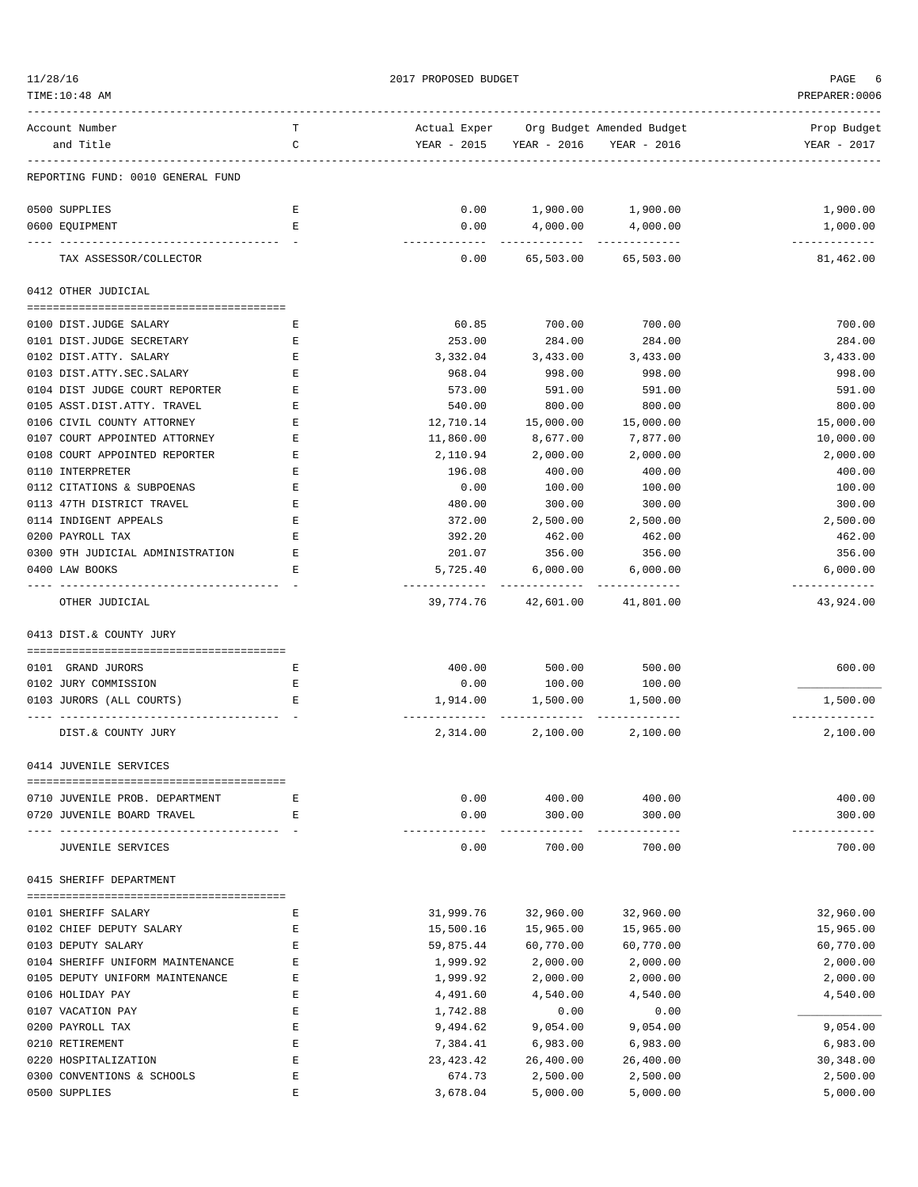REPORTING FUND: 0010 GENERAL FUND

| Account Number and Title | TC | Actual Exper YEAR - 2015 | Org Budget YEAR - 2016 | Amended Budget YEAR - 2016 | Prop Budget YEAR - 2017 |
|---|---|---|---|---|---|
| 0500 SUPPLIES | E | 0.00 | 1,900.00 | 1,900.00 | 1,900.00 |
| 0600 EQUIPMENT | E | 0.00 | 4,000.00 | 4,000.00 | 1,000.00 |
| TAX ASSESSOR/COLLECTOR | | 0.00 | 65,503.00 | 65,503.00 | 81,462.00 |
| **0412 OTHER JUDICIAL** | | | | | |
| 0100 DIST.JUDGE SALARY | E | 60.85 | 700.00 | 700.00 | 700.00 |
| 0101 DIST.JUDGE SECRETARY | E | 253.00 | 284.00 | 284.00 | 284.00 |
| 0102 DIST.ATTY. SALARY | E | 3,332.04 | 3,433.00 | 3,433.00 | 3,433.00 |
| 0103 DIST.ATTY.SEC.SALARY | E | 968.04 | 998.00 | 998.00 | 998.00 |
| 0104 DIST JUDGE COURT REPORTER | E | 573.00 | 591.00 | 591.00 | 591.00 |
| 0105 ASST.DIST.ATTY. TRAVEL | E | 540.00 | 800.00 | 800.00 | 800.00 |
| 0106 CIVIL COUNTY ATTORNEY | E | 12,710.14 | 15,000.00 | 15,000.00 | 15,000.00 |
| 0107 COURT APPOINTED ATTORNEY | E | 11,860.00 | 8,677.00 | 7,877.00 | 10,000.00 |
| 0108 COURT APPOINTED REPORTER | E | 2,110.94 | 2,000.00 | 2,000.00 | 2,000.00 |
| 0110 INTERPRETER | E | 196.08 | 400.00 | 400.00 | 400.00 |
| 0112 CITATIONS & SUBPOENAS | E | 0.00 | 100.00 | 100.00 | 100.00 |
| 0113 47TH DISTRICT TRAVEL | E | 480.00 | 300.00 | 300.00 | 300.00 |
| 0114 INDIGENT APPEALS | E | 372.00 | 2,500.00 | 2,500.00 | 2,500.00 |
| 0200 PAYROLL TAX | E | 392.20 | 462.00 | 462.00 | 462.00 |
| 0300 9TH JUDICIAL ADMINISTRATION | E | 201.07 | 356.00 | 356.00 | 356.00 |
| 0400 LAW BOOKS | E | 5,725.40 | 6,000.00 | 6,000.00 | 6,000.00 |
| OTHER JUDICIAL | | 39,774.76 | 42,601.00 | 41,801.00 | 43,924.00 |
| **0413 DIST.& COUNTY JURY** | | | | | |
| 0101 GRAND JURORS | E | 400.00 | 500.00 | 500.00 | 600.00 |
| 0102 JURY COMMISSION | E | 0.00 | 100.00 | 100.00 | |
| 0103 JURORS (ALL COURTS) | E | 1,914.00 | 1,500.00 | 1,500.00 | 1,500.00 |
| DIST.& COUNTY JURY | | 2,314.00 | 2,100.00 | 2,100.00 | 2,100.00 |
| **0414 JUVENILE SERVICES** | | | | | |
| 0710 JUVENILE PROB. DEPARTMENT | E | 0.00 | 400.00 | 400.00 | 400.00 |
| 0720 JUVENILE BOARD TRAVEL | E | 0.00 | 300.00 | 300.00 | 300.00 |
| JUVENILE SERVICES | | 0.00 | 700.00 | 700.00 | 700.00 |
| **0415 SHERIFF DEPARTMENT** | | | | | |
| 0101 SHERIFF SALARY | E | 31,999.76 | 32,960.00 | 32,960.00 | 32,960.00 |
| 0102 CHIEF DEPUTY SALARY | E | 15,500.16 | 15,965.00 | 15,965.00 | 15,965.00 |
| 0103 DEPUTY SALARY | E | 59,875.44 | 60,770.00 | 60,770.00 | 60,770.00 |
| 0104 SHERIFF UNIFORM MAINTENANCE | E | 1,999.92 | 2,000.00 | 2,000.00 | 2,000.00 |
| 0105 DEPUTY UNIFORM MAINTENANCE | E | 1,999.92 | 2,000.00 | 2,000.00 | 2,000.00 |
| 0106 HOLIDAY PAY | E | 4,491.60 | 4,540.00 | 4,540.00 | 4,540.00 |
| 0107 VACATION PAY | E | 1,742.88 | 0.00 | 0.00 | |
| 0200 PAYROLL TAX | E | 9,494.62 | 9,054.00 | 9,054.00 | 9,054.00 |
| 0210 RETIREMENT | E | 7,384.41 | 6,983.00 | 6,983.00 | 6,983.00 |
| 0220 HOSPITALIZATION | E | 23,423.42 | 26,400.00 | 26,400.00 | 30,348.00 |
| 0300 CONVENTIONS & SCHOOLS | E | 674.73 | 2,500.00 | 2,500.00 | 2,500.00 |
| 0500 SUPPLIES | E | 3,678.04 | 5,000.00 | 5,000.00 | 5,000.00 |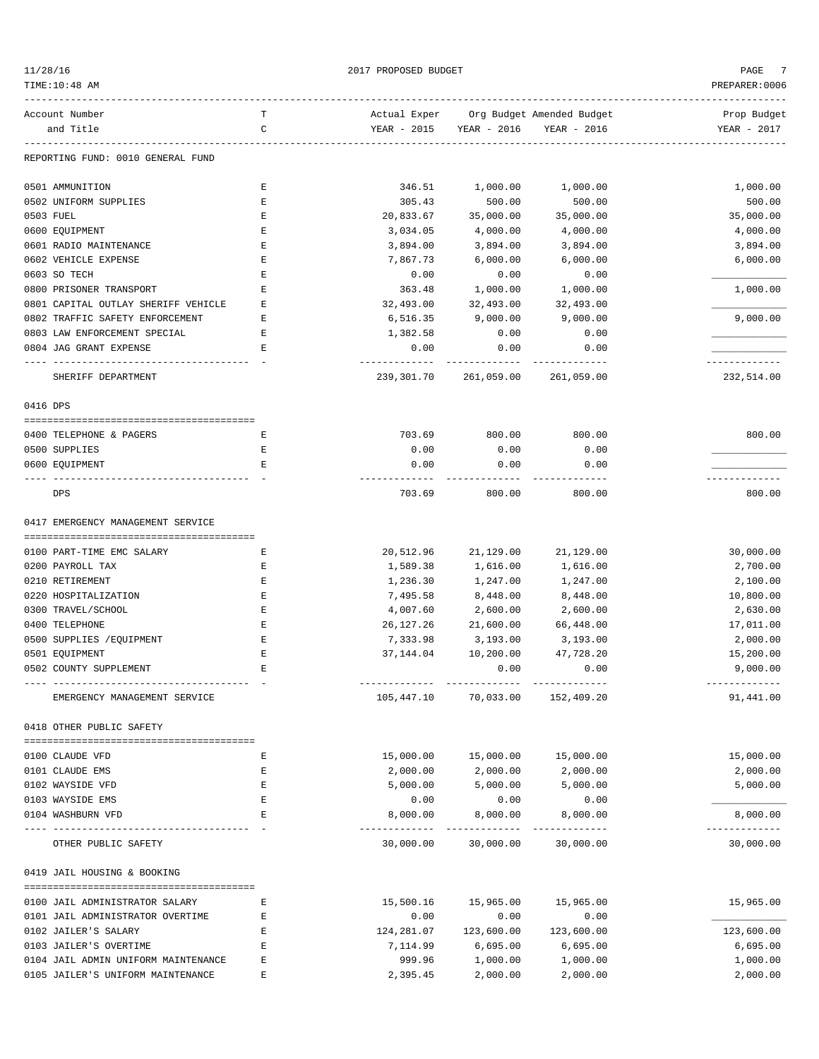REPORTING FUND: 0010 GENERAL FUND

| Account Number and Title | TC | Actual Exper YEAR - 2015 | Org Budget YEAR - 2016 | Amended Budget YEAR - 2016 | Prop Budget YEAR - 2017 |
|---|---|---|---|---|---|
| 0501 AMMUNITION | E | 346.51 | 1,000.00 | 1,000.00 | 1,000.00 |
| 0502 UNIFORM SUPPLIES | E | 305.43 | 500.00 | 500.00 | 500.00 |
| 0503 FUEL | E | 20,833.67 | 35,000.00 | 35,000.00 | 35,000.00 |
| 0600 EQUIPMENT | E | 3,034.05 | 4,000.00 | 4,000.00 | 4,000.00 |
| 0601 RADIO MAINTENANCE | E | 3,894.00 | 3,894.00 | 3,894.00 | 3,894.00 |
| 0602 VEHICLE EXPENSE | E | 7,867.73 | 6,000.00 | 6,000.00 | 6,000.00 |
| 0603 SO TECH | E | 0.00 | 0.00 | 0.00 | |
| 0800 PRISONER TRANSPORT | E | 363.48 | 1,000.00 | 1,000.00 | 1,000.00 |
| 0801 CAPITAL OUTLAY SHERIFF VEHICLE | E | 32,493.00 | 32,493.00 | 32,493.00 | |
| 0802 TRAFFIC SAFETY ENFORCEMENT | E | 6,516.35 | 9,000.00 | 9,000.00 | 9,000.00 |
| 0803 LAW ENFORCEMENT SPECIAL | E | 1,382.58 | 0.00 | 0.00 | |
| 0804 JAG GRANT EXPENSE | E | 0.00 | 0.00 | 0.00 | |
| SHERIFF DEPARTMENT | | 239,301.70 | 261,059.00 | 261,059.00 | 232,514.00 |

0416 DPS

| Account Number and Title | TC | Actual Exper YEAR - 2015 | Org Budget YEAR - 2016 | Amended Budget YEAR - 2016 | Prop Budget YEAR - 2017 |
|---|---|---|---|---|---|
| 0400 TELEPHONE & PAGERS | E | 703.69 | 800.00 | 800.00 | 800.00 |
| 0500 SUPPLIES | E | 0.00 | 0.00 | 0.00 | |
| 0600 EQUIPMENT | E | 0.00 | 0.00 | 0.00 | |
| DPS | | 703.69 | 800.00 | 800.00 | 800.00 |

0417 EMERGENCY MANAGEMENT SERVICE

| Account Number and Title | TC | Actual Exper YEAR - 2015 | Org Budget YEAR - 2016 | Amended Budget YEAR - 2016 | Prop Budget YEAR - 2017 |
|---|---|---|---|---|---|
| 0100 PART-TIME EMC SALARY | E | 20,512.96 | 21,129.00 | 21,129.00 | 30,000.00 |
| 0200 PAYROLL TAX | E | 1,589.38 | 1,616.00 | 1,616.00 | 2,700.00 |
| 0210 RETIREMENT | E | 1,236.30 | 1,247.00 | 1,247.00 | 2,100.00 |
| 0220 HOSPITALIZATION | E | 7,495.58 | 8,448.00 | 8,448.00 | 10,800.00 |
| 0300 TRAVEL/SCHOOL | E | 4,007.60 | 2,600.00 | 2,600.00 | 2,630.00 |
| 0400 TELEPHONE | E | 26,127.26 | 21,600.00 | 66,448.00 | 17,011.00 |
| 0500 SUPPLIES /EQUIPMENT | E | 7,333.98 | 3,193.00 | 3,193.00 | 2,000.00 |
| 0501 EQUIPMENT | E | 37,144.04 | 10,200.00 | 47,728.20 | 15,200.00 |
| 0502 COUNTY SUPPLEMENT | E | | 0.00 | 0.00 | 9,000.00 |
| EMERGENCY MANAGEMENT SERVICE | | 105,447.10 | 70,033.00 | 152,409.20 | 91,441.00 |

0418 OTHER PUBLIC SAFETY

| Account Number and Title | TC | Actual Exper YEAR - 2015 | Org Budget YEAR - 2016 | Amended Budget YEAR - 2016 | Prop Budget YEAR - 2017 |
|---|---|---|---|---|---|
| 0100 CLAUDE VFD | E | 15,000.00 | 15,000.00 | 15,000.00 | 15,000.00 |
| 0101 CLAUDE EMS | E | 2,000.00 | 2,000.00 | 2,000.00 | 2,000.00 |
| 0102 WAYSIDE VFD | E | 5,000.00 | 5,000.00 | 5,000.00 | 5,000.00 |
| 0103 WAYSIDE EMS | E | 0.00 | 0.00 | 0.00 | |
| 0104 WASHBURN VFD | E | 8,000.00 | 8,000.00 | 8,000.00 | 8,000.00 |
| OTHER PUBLIC SAFETY | | 30,000.00 | 30,000.00 | 30,000.00 | 30,000.00 |

0419 JAIL HOUSING & BOOKING

| Account Number and Title | TC | Actual Exper YEAR - 2015 | Org Budget YEAR - 2016 | Amended Budget YEAR - 2016 | Prop Budget YEAR - 2017 |
|---|---|---|---|---|---|
| 0100 JAIL ADMINISTRATOR SALARY | E | 15,500.16 | 15,965.00 | 15,965.00 | 15,965.00 |
| 0101 JAIL ADMINISTRATOR OVERTIME | E | 0.00 | 0.00 | 0.00 | |
| 0102 JAILER'S SALARY | E | 124,281.07 | 123,600.00 | 123,600.00 | 123,600.00 |
| 0103 JAILER'S OVERTIME | E | 7,114.99 | 6,695.00 | 6,695.00 | 6,695.00 |
| 0104 JAIL ADMIN UNIFORM MAINTENANCE | E | 999.96 | 1,000.00 | 1,000.00 | 1,000.00 |
| 0105 JAILER'S UNIFORM MAINTENANCE | E | 2,395.45 | 2,000.00 | 2,000.00 | 2,000.00 |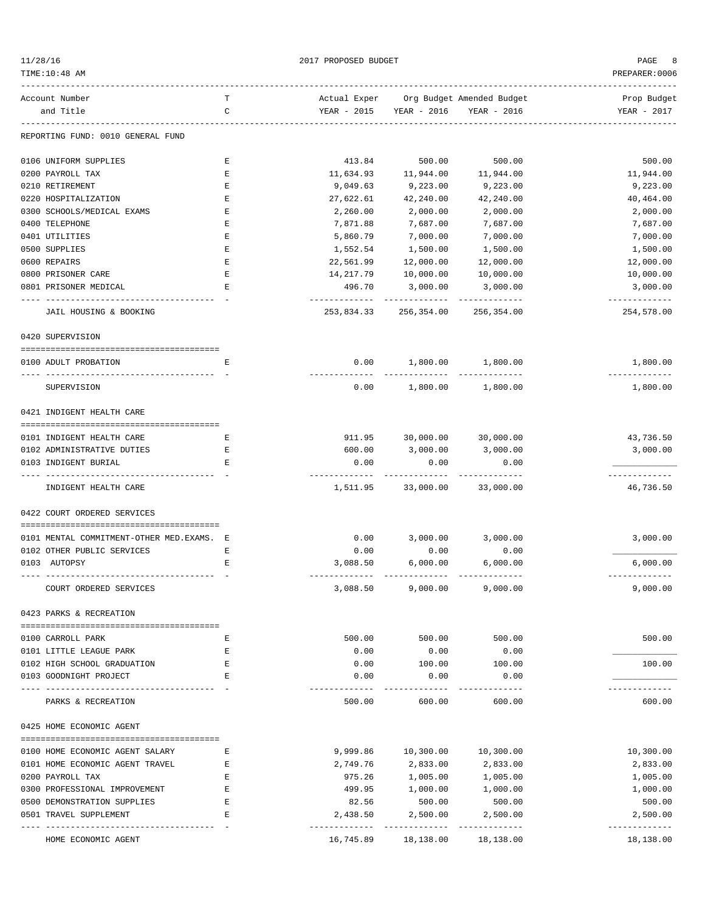REPORTING FUND: 0010 GENERAL FUND

| Account Number and Title | TC | Actual Exper YEAR - 2015 | Org Budget YEAR - 2016 | Amended Budget YEAR - 2016 | Prop Budget YEAR - 2017 |
|---|---|---|---|---|---|
| 0106 UNIFORM SUPPLIES | E | 413.84 | 500.00 | 500.00 | 500.00 |
| 0200 PAYROLL TAX | E | 11,634.93 | 11,944.00 | 11,944.00 | 11,944.00 |
| 0210 RETIREMENT | E | 9,049.63 | 9,223.00 | 9,223.00 | 9,223.00 |
| 0220 HOSPITALIZATION | E | 27,622.61 | 42,240.00 | 42,240.00 | 40,464.00 |
| 0300 SCHOOLS/MEDICAL EXAMS | E | 2,260.00 | 2,000.00 | 2,000.00 | 2,000.00 |
| 0400 TELEPHONE | E | 7,871.88 | 7,687.00 | 7,687.00 | 7,687.00 |
| 0401 UTILITIES | E | 5,860.79 | 7,000.00 | 7,000.00 | 7,000.00 |
| 0500 SUPPLIES | E | 1,552.54 | 1,500.00 | 1,500.00 | 1,500.00 |
| 0600 REPAIRS | E | 22,561.99 | 12,000.00 | 12,000.00 | 12,000.00 |
| 0800 PRISONER CARE | E | 14,217.79 | 10,000.00 | 10,000.00 | 10,000.00 |
| 0801 PRISONER MEDICAL | E | 496.70 | 3,000.00 | 3,000.00 | 3,000.00 |
| JAIL HOUSING & BOOKING | | 253,834.33 | 256,354.00 | 256,354.00 | 254,578.00 |
| **0420 SUPERVISION** | | | | | |
| 0100 ADULT PROBATION | E | 0.00 | 1,800.00 | 1,800.00 | 1,800.00 |
| SUPERVISION | | 0.00 | 1,800.00 | 1,800.00 | 1,800.00 |
| **0421 INDIGENT HEALTH CARE** | | | | | |
| 0101 INDIGENT HEALTH CARE | E | 911.95 | 30,000.00 | 30,000.00 | 43,736.50 |
| 0102 ADMINISTRATIVE DUTIES | E | 600.00 | 3,000.00 | 3,000.00 | 3,000.00 |
| 0103 INDIGENT BURIAL | E | 0.00 | 0.00 | 0.00 | ___________ |
| INDIGENT HEALTH CARE | | 1,511.95 | 33,000.00 | 33,000.00 | 46,736.50 |
| **0422 COURT ORDERED SERVICES** | | | | | |
| 0101 MENTAL COMMITMENT-OTHER MED.EXAMS. | E | 0.00 | 3,000.00 | 3,000.00 | 3,000.00 |
| 0102 OTHER PUBLIC SERVICES | E | 0.00 | 0.00 | 0.00 | ___________ |
| 0103 AUTOPSY | E | 3,088.50 | 6,000.00 | 6,000.00 | 6,000.00 |
| COURT ORDERED SERVICES | | 3,088.50 | 9,000.00 | 9,000.00 | 9,000.00 |
| **0423 PARKS & RECREATION** | | | | | |
| 0100 CARROLL PARK | E | 500.00 | 500.00 | 500.00 | 500.00 |
| 0101 LITTLE LEAGUE PARK | E | 0.00 | 0.00 | 0.00 | ___________ |
| 0102 HIGH SCHOOL GRADUATION | E | 0.00 | 100.00 | 100.00 | 100.00 |
| 0103 GOODNIGHT PROJECT | E | 0.00 | 0.00 | 0.00 | ___________ |
| PARKS & RECREATION | | 500.00 | 600.00 | 600.00 | 600.00 |
| **0425 HOME ECONOMIC AGENT** | | | | | |
| 0100 HOME ECONOMIC AGENT SALARY | E | 9,999.86 | 10,300.00 | 10,300.00 | 10,300.00 |
| 0101 HOME ECONOMIC AGENT TRAVEL | E | 2,749.76 | 2,833.00 | 2,833.00 | 2,833.00 |
| 0200 PAYROLL TAX | E | 975.26 | 1,005.00 | 1,005.00 | 1,005.00 |
| 0300 PROFESSIONAL IMPROVEMENT | E | 499.95 | 1,000.00 | 1,000.00 | 1,000.00 |
| 0500 DEMONSTRATION SUPPLIES | E | 82.56 | 500.00 | 500.00 | 500.00 |
| 0501 TRAVEL SUPPLEMENT | E | 2,438.50 | 2,500.00 | 2,500.00 | 2,500.00 |
| HOME ECONOMIC AGENT | | 16,745.89 | 18,138.00 | 18,138.00 | 18,138.00 |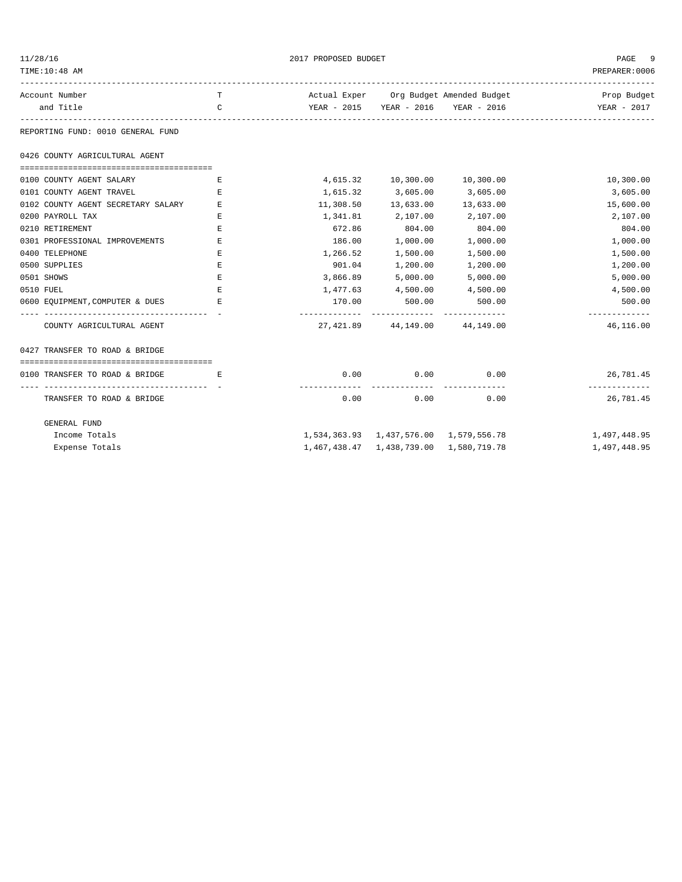REPORTING FUND: 0010 GENERAL FUND

## 0426 COUNTY AGRICULTURAL AGENT

| Account Number and Title | TC | Actual Exper YEAR - 2015 | Org Budget YEAR - 2016 | Amended Budget YEAR - 2016 | Prop Budget YEAR - 2017 |
|---|---|---|---|---|---|
| 0100 COUNTY AGENT SALARY | E | 4,615.32 | 10,300.00 | 10,300.00 | 10,300.00 |
| 0101 COUNTY AGENT TRAVEL | E | 1,615.32 | 3,605.00 | 3,605.00 | 3,605.00 |
| 0102 COUNTY AGENT SECRETARY SALARY | E | 11,308.50 | 13,633.00 | 13,633.00 | 15,600.00 |
| 0200 PAYROLL TAX | E | 1,341.81 | 2,107.00 | 2,107.00 | 2,107.00 |
| 0210 RETIREMENT | E | 672.86 | 804.00 | 804.00 | 804.00 |
| 0301 PROFESSIONAL IMPROVEMENTS | E | 186.00 | 1,000.00 | 1,000.00 | 1,000.00 |
| 0400 TELEPHONE | E | 1,266.52 | 1,500.00 | 1,500.00 | 1,500.00 |
| 0500 SUPPLIES | E | 901.04 | 1,200.00 | 1,200.00 | 1,200.00 |
| 0501 SHOWS | E | 3,866.89 | 5,000.00 | 5,000.00 | 5,000.00 |
| 0510 FUEL | E | 1,477.63 | 4,500.00 | 4,500.00 | 4,500.00 |
| 0600 EQUIPMENT,COMPUTER & DUES | E | 170.00 | 500.00 | 500.00 | 500.00 |
| COUNTY AGRICULTURAL AGENT | | 27,421.89 | 44,149.00 | 44,149.00 | 46,116.00 |

## 0427 TRANSFER TO ROAD & BRIDGE

| Account Number and Title | TC | Actual Exper YEAR - 2015 | Org Budget YEAR - 2016 | Amended Budget YEAR - 2016 | Prop Budget YEAR - 2017 |
|---|---|---|---|---|---|
| 0100 TRANSFER TO ROAD & BRIDGE | E | 0.00 | 0.00 | 0.00 | 26,781.45 |
| TRANSFER TO ROAD & BRIDGE | | 0.00 | 0.00 | 0.00 | 26,781.45 |

## GENERAL FUND

| | Actual Exper YEAR - 2015 | Org Budget YEAR - 2016 | Amended Budget YEAR - 2016 | Prop Budget YEAR - 2017 |
|---|---|---|---|---|
| Income Totals | 1,534,363.93 | 1,437,576.00 | 1,579,556.78 | 1,497,448.95 |
| Expense Totals | 1,467,438.47 | 1,438,739.00 | 1,580,719.78 | 1,497,448.95 |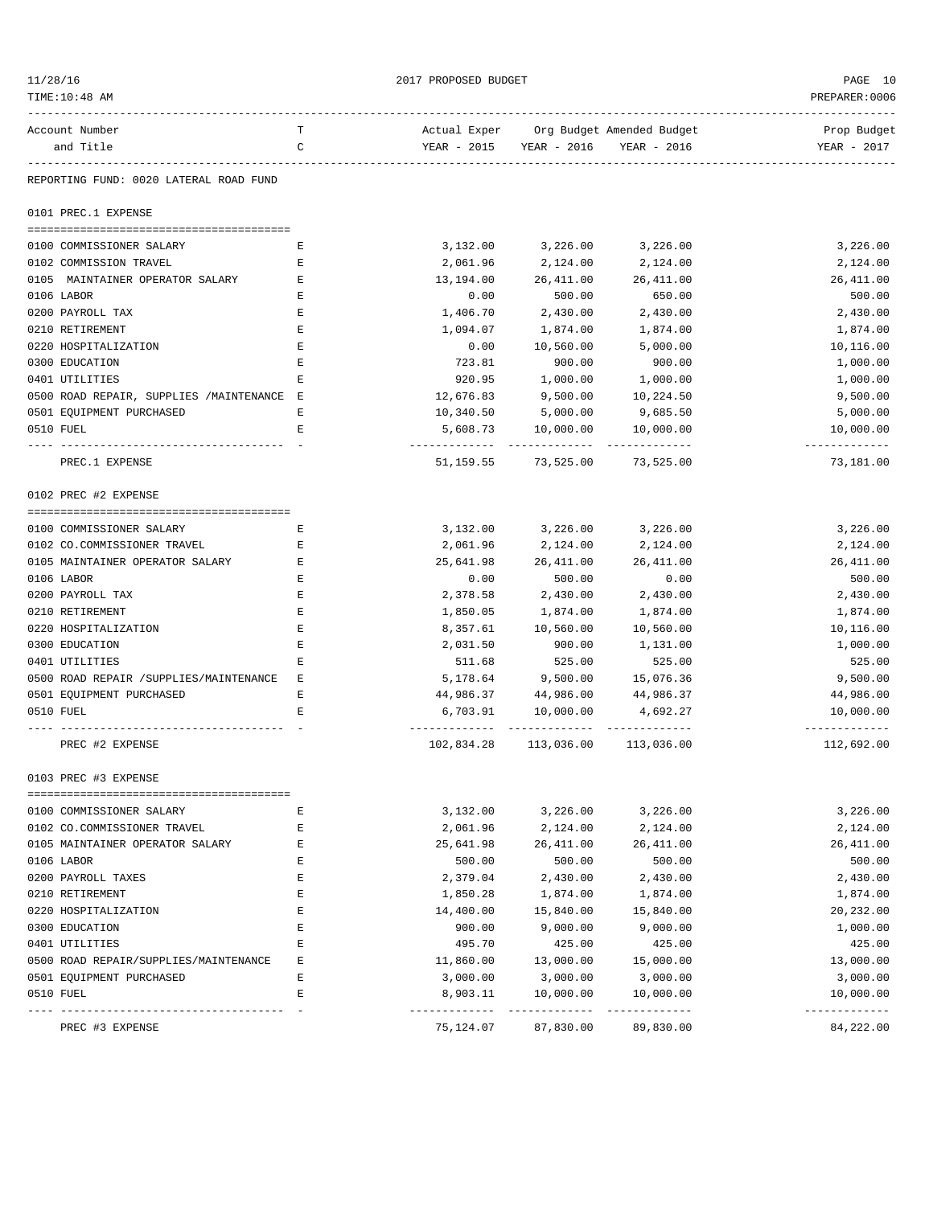2017 PROPOSED BUDGET

REPORTING FUND: 0020 LATERAL ROAD FUND

| Account Number and Title | TC | Actual Exper YEAR - 2015 | Org Budget YEAR - 2016 | Amended Budget YEAR - 2016 | Prop Budget YEAR - 2017 |
|---|---|---|---|---|---|
| **0101 PREC.1 EXPENSE** | | | | | |
| 0100 COMMISSIONER SALARY | E | 3,132.00 | 3,226.00 | 3,226.00 | 3,226.00 |
| 0102 COMMISSION TRAVEL | E | 2,061.96 | 2,124.00 | 2,124.00 | 2,124.00 |
| 0105 MAINTAINER OPERATOR SALARY | E | 13,194.00 | 26,411.00 | 26,411.00 | 26,411.00 |
| 0106 LABOR | E | 0.00 | 500.00 | 650.00 | 500.00 |
| 0200 PAYROLL TAX | E | 1,406.70 | 2,430.00 | 2,430.00 | 2,430.00 |
| 0210 RETIREMENT | E | 1,094.07 | 1,874.00 | 1,874.00 | 1,874.00 |
| 0220 HOSPITALIZATION | E | 0.00 | 10,560.00 | 5,000.00 | 10,116.00 |
| 0300 EDUCATION | E | 723.81 | 900.00 | 900.00 | 1,000.00 |
| 0401 UTILITIES | E | 920.95 | 1,000.00 | 1,000.00 | 1,000.00 |
| 0500 ROAD REPAIR, SUPPLIES /MAINTENANCE | E | 12,676.83 | 9,500.00 | 10,224.50 | 9,500.00 |
| 0501 EQUIPMENT PURCHASED | E | 10,340.50 | 5,000.00 | 9,685.50 | 5,000.00 |
| 0510 FUEL | E | 5,608.73 | 10,000.00 | 10,000.00 | 10,000.00 |
| PREC.1 EXPENSE | | 51,159.55 | 73,525.00 | 73,525.00 | 73,181.00 |
| **0102 PREC #2 EXPENSE** | | | | | |
| 0100 COMMISSIONER SALARY | E | 3,132.00 | 3,226.00 | 3,226.00 | 3,226.00 |
| 0102 CO.COMMISSIONER TRAVEL | E | 2,061.96 | 2,124.00 | 2,124.00 | 2,124.00 |
| 0105 MAINTAINER OPERATOR SALARY | E | 25,641.98 | 26,411.00 | 26,411.00 | 26,411.00 |
| 0106 LABOR | E | 0.00 | 500.00 | 0.00 | 500.00 |
| 0200 PAYROLL TAX | E | 2,378.58 | 2,430.00 | 2,430.00 | 2,430.00 |
| 0210 RETIREMENT | E | 1,850.05 | 1,874.00 | 1,874.00 | 1,874.00 |
| 0220 HOSPITALIZATION | E | 8,357.61 | 10,560.00 | 10,560.00 | 10,116.00 |
| 0300 EDUCATION | E | 2,031.50 | 900.00 | 1,131.00 | 1,000.00 |
| 0401 UTILITIES | E | 511.68 | 525.00 | 525.00 | 525.00 |
| 0500 ROAD REPAIR /SUPPLIES/MAINTENANCE | E | 5,178.64 | 9,500.00 | 15,076.36 | 9,500.00 |
| 0501 EQUIPMENT PURCHASED | E | 44,986.37 | 44,986.00 | 44,986.37 | 44,986.00 |
| 0510 FUEL | E | 6,703.91 | 10,000.00 | 4,692.27 | 10,000.00 |
| PREC #2 EXPENSE | | 102,834.28 | 113,036.00 | 113,036.00 | 112,692.00 |
| **0103 PREC #3 EXPENSE** | | | | | |
| 0100 COMMISSIONER SALARY | E | 3,132.00 | 3,226.00 | 3,226.00 | 3,226.00 |
| 0102 CO.COMMISSIONER TRAVEL | E | 2,061.96 | 2,124.00 | 2,124.00 | 2,124.00 |
| 0105 MAINTAINER OPERATOR SALARY | E | 25,641.98 | 26,411.00 | 26,411.00 | 26,411.00 |
| 0106 LABOR | E | 500.00 | 500.00 | 500.00 | 500.00 |
| 0200 PAYROLL TAXES | E | 2,379.04 | 2,430.00 | 2,430.00 | 2,430.00 |
| 0210 RETIREMENT | E | 1,850.28 | 1,874.00 | 1,874.00 | 1,874.00 |
| 0220 HOSPITALIZATION | E | 14,400.00 | 15,840.00 | 15,840.00 | 20,232.00 |
| 0300 EDUCATION | E | 900.00 | 9,000.00 | 9,000.00 | 1,000.00 |
| 0401 UTILITIES | E | 495.70 | 425.00 | 425.00 | 425.00 |
| 0500 ROAD REPAIR/SUPPLIES/MAINTENANCE | E | 11,860.00 | 13,000.00 | 15,000.00 | 13,000.00 |
| 0501 EQUIPMENT PURCHASED | E | 3,000.00 | 3,000.00 | 3,000.00 | 3,000.00 |
| 0510 FUEL | E | 8,903.11 | 10,000.00 | 10,000.00 | 10,000.00 |
| PREC #3 EXPENSE | | 75,124.07 | 87,830.00 | 89,830.00 | 84,222.00 |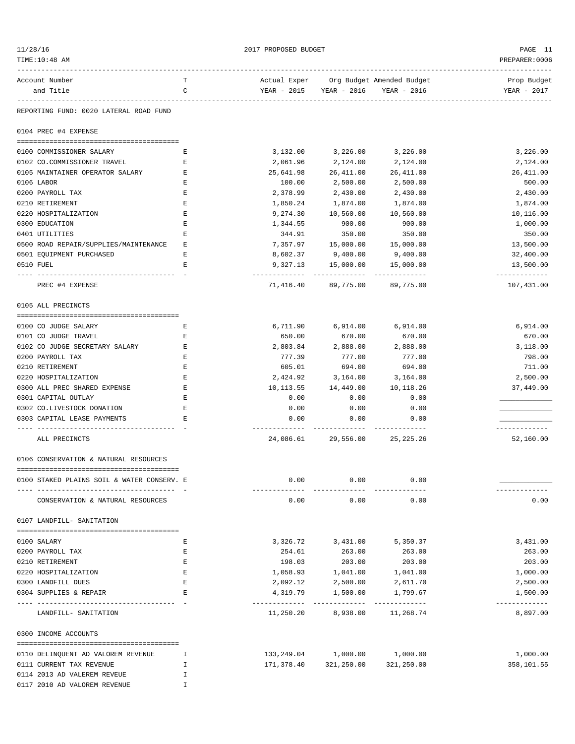2017 PROPOSED BUDGET

| Account Number and Title | T C | Actual Exper YEAR - 2015 | Org Budget YEAR - 2016 | Amended Budget YEAR - 2016 | Prop Budget YEAR - 2017 |
|---|---|---|---|---|---|
| **REPORTING FUND: 0020 LATERAL ROAD FUND** | | | | | |
| **0104 PREC #4 EXPENSE** | | | | | |
| 0100 COMMISSIONER SALARY | E | 3,132.00 | 3,226.00 | 3,226.00 | 3,226.00 |
| 0102 CO.COMMISSIONER TRAVEL | E | 2,061.96 | 2,124.00 | 2,124.00 | 2,124.00 |
| 0105 MAINTAINER OPERATOR SALARY | E | 25,641.98 | 26,411.00 | 26,411.00 | 26,411.00 |
| 0106 LABOR | E | 100.00 | 2,500.00 | 2,500.00 | 500.00 |
| 0200 PAYROLL TAX | E | 2,378.99 | 2,430.00 | 2,430.00 | 2,430.00 |
| 0210 RETIREMENT | E | 1,850.24 | 1,874.00 | 1,874.00 | 1,874.00 |
| 0220 HOSPITALIZATION | E | 9,274.30 | 10,560.00 | 10,560.00 | 10,116.00 |
| 0300 EDUCATION | E | 1,344.55 | 900.00 | 900.00 | 1,000.00 |
| 0401 UTILITIES | E | 344.91 | 350.00 | 350.00 | 350.00 |
| 0500 ROAD REPAIR/SUPPLIES/MAINTENANCE | E | 7,357.97 | 15,000.00 | 15,000.00 | 13,500.00 |
| 0501 EQUIPMENT PURCHASED | E | 8,602.37 | 9,400.00 | 9,400.00 | 32,400.00 |
| 0510 FUEL | E | 9,327.13 | 15,000.00 | 15,000.00 | 13,500.00 |
| PREC #4 EXPENSE | | 71,416.40 | 89,775.00 | 89,775.00 | 107,431.00 |
| **0105 ALL PRECINCTS** | | | | | |
| 0100 CO JUDGE SALARY | E | 6,711.90 | 6,914.00 | 6,914.00 | 6,914.00 |
| 0101 CO JUDGE TRAVEL | E | 650.00 | 670.00 | 670.00 | 670.00 |
| 0102 CO JUDGE SECRETARY SALARY | E | 2,803.84 | 2,888.00 | 2,888.00 | 3,118.00 |
| 0200 PAYROLL TAX | E | 777.39 | 777.00 | 777.00 | 798.00 |
| 0210 RETIREMENT | E | 605.01 | 694.00 | 694.00 | 711.00 |
| 0220 HOSPITALIZATION | E | 2,424.92 | 3,164.00 | 3,164.00 | 2,500.00 |
| 0300 ALL PREC SHARED EXPENSE | E | 10,113.55 | 14,449.00 | 10,118.26 | 37,449.00 |
| 0301 CAPITAL OUTLAY | E | 0.00 | 0.00 | 0.00 | ____________ |
| 0302 CO.LIVESTOCK DONATION | E | 0.00 | 0.00 | 0.00 | ____________ |
| 0303 CAPITAL LEASE PAYMENTS | E | 0.00 | 0.00 | 0.00 | ____________ |
| ALL PRECINCTS | | 24,086.61 | 29,556.00 | 25,225.26 | 52,160.00 |
| **0106 CONSERVATION & NATURAL RESOURCES** | | | | | |
| 0100 STAKED PLAINS SOIL & WATER CONSERV. | E | 0.00 | 0.00 | 0.00 | ____________ |
| CONSERVATION & NATURAL RESOURCES | | 0.00 | 0.00 | 0.00 | 0.00 |
| **0107 LANDFILL- SANITATION** | | | | | |
| 0100 SALARY | E | 3,326.72 | 3,431.00 | 5,350.37 | 3,431.00 |
| 0200 PAYROLL TAX | E | 254.61 | 263.00 | 263.00 | 263.00 |
| 0210 RETIREMENT | E | 198.03 | 203.00 | 203.00 | 203.00 |
| 0220 HOSPITALIZATION | E | 1,058.93 | 1,041.00 | 1,041.00 | 1,000.00 |
| 0300 LANDFILL DUES | E | 2,092.12 | 2,500.00 | 2,611.70 | 2,500.00 |
| 0304 SUPPLIES & REPAIR | E | 4,319.79 | 1,500.00 | 1,799.67 | 1,500.00 |
| LANDFILL- SANITATION | | 11,250.20 | 8,938.00 | 11,268.74 | 8,897.00 |
| **0300 INCOME ACCOUNTS** | | | | | |
| 0110 DELINQUENT AD VALOREM REVENUE | I | 133,249.04 | 1,000.00 | 1,000.00 | 1,000.00 |
| 0111 CURRENT TAX REVENUE | I | 171,378.40 | 321,250.00 | 321,250.00 | 358,101.55 |
| 0114 2013 AD VALEREM REVEUE | I | | | | |
| 0117 2010 AD VALOREM REVENUE | I | | | | |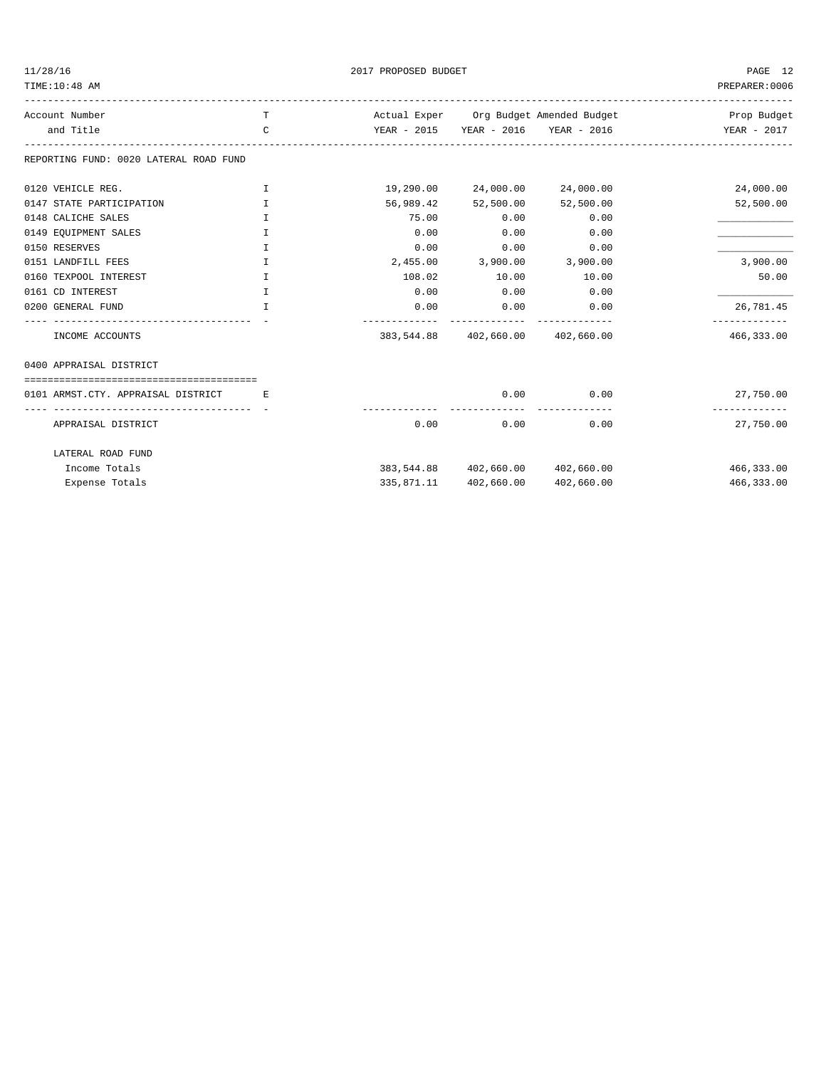2017 PROPOSED BUDGET

TIME:10:48 AM — PREPARER:0006

| Account Number and Title | TC | Actual Exper YEAR - 2015 | Org Budget YEAR - 2016 | Amended Budget YEAR - 2016 | Prop Budget YEAR - 2017 |
|---|---|---|---|---|---|
| **REPORTING FUND: 0020 LATERAL ROAD FUND** | | | | | |
| 0120 VEHICLE REG. | I | 19,290.00 | 24,000.00 | 24,000.00 | 24,000.00 |
| 0147 STATE PARTICIPATION | I | 56,989.42 | 52,500.00 | 52,500.00 | 52,500.00 |
| 0148 CALICHE SALES | I | 75.00 | 0.00 | 0.00 | ____________ |
| 0149 EQUIPMENT SALES | I | 0.00 | 0.00 | 0.00 | ____________ |
| 0150 RESERVES | I | 0.00 | 0.00 | 0.00 | ____________ |
| 0151 LANDFILL FEES | I | 2,455.00 | 3,900.00 | 3,900.00 | 3,900.00 |
| 0160 TEXPOOL INTEREST | I | 108.02 | 10.00 | 10.00 | 50.00 |
| 0161 CD INTEREST | I | 0.00 | 0.00 | 0.00 | ____________ |
| 0200 GENERAL FUND | I | 0.00 | 0.00 | 0.00 | 26,781.45 |
| INCOME ACCOUNTS | | 383,544.88 | 402,660.00 | 402,660.00 | 466,333.00 |
| **0400 APPRAISAL DISTRICT** | | | | | |
| 0101 ARMST.CTY. APPRAISAL DISTRICT | E | | 0.00 | 0.00 | 27,750.00 |
| APPRAISAL DISTRICT | | 0.00 | 0.00 | 0.00 | 27,750.00 |
| **LATERAL ROAD FUND** | | | | | |
| Income Totals | | 383,544.88 | 402,660.00 | 402,660.00 | 466,333.00 |
| Expense Totals | | 335,871.11 | 402,660.00 | 402,660.00 | 466,333.00 |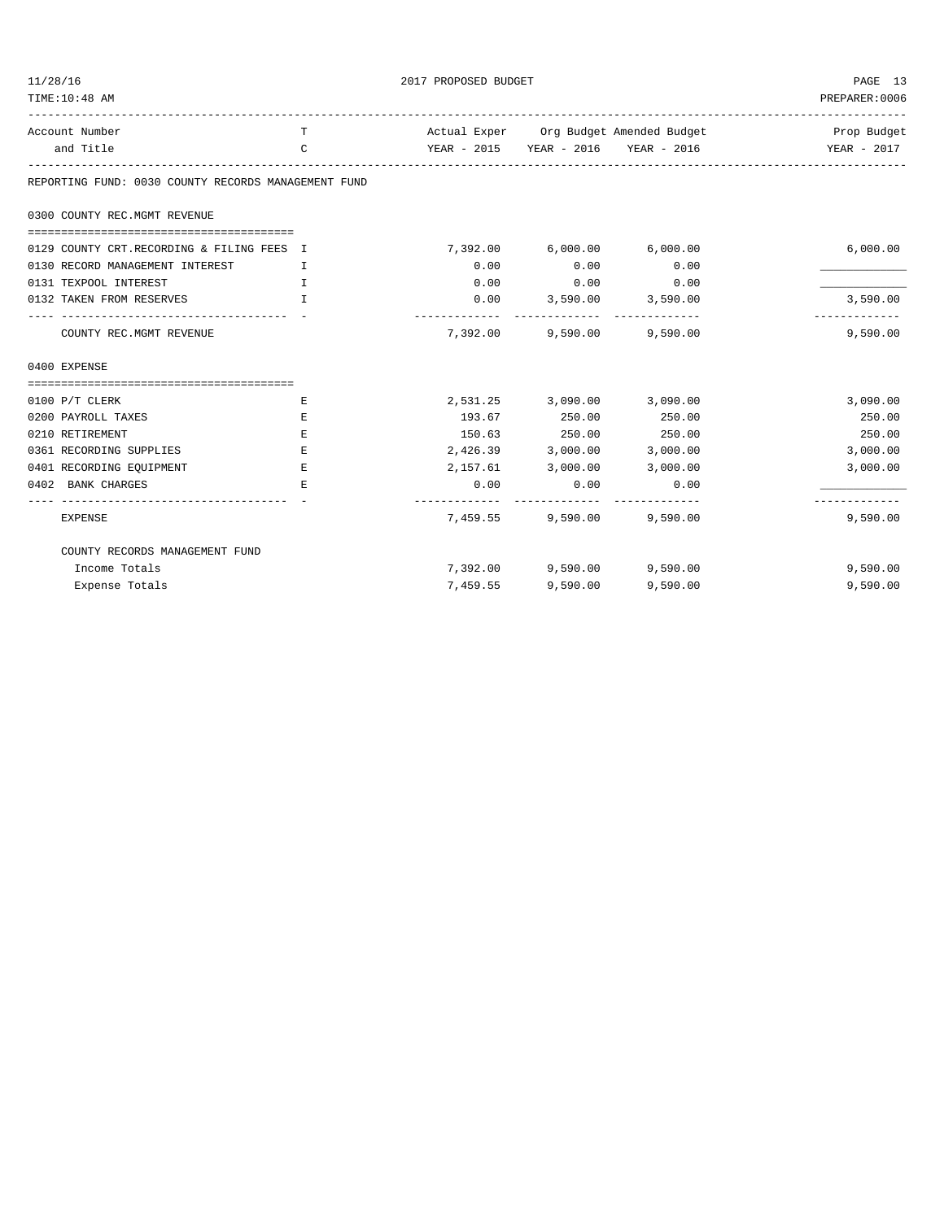## 2017 PROPOSED BUDGET

| Account Number and Title | TC | Actual Exper YEAR - 2015 | Org Budget YEAR - 2016 | Amended Budget YEAR - 2016 | Prop Budget YEAR - 2017 |
|---|---|---|---|---|---|
| **REPORTING FUND: 0030 COUNTY RECORDS MANAGEMENT FUND** | | | | | |
| **0300 COUNTY REC.MGMT REVENUE** | | | | | |
| 0129 COUNTY CRT.RECORDING & FILING FEES | I | 7,392.00 | 6,000.00 | 6,000.00 | 6,000.00 |
| 0130 RECORD MANAGEMENT INTEREST | I | 0.00 | 0.00 | 0.00 | |
| 0131 TEXPOOL INTEREST | I | 0.00 | 0.00 | 0.00 | |
| 0132 TAKEN FROM RESERVES | I | 0.00 | 3,590.00 | 3,590.00 | 3,590.00 |
| COUNTY REC.MGMT REVENUE | | 7,392.00 | 9,590.00 | 9,590.00 | 9,590.00 |
| **0400 EXPENSE** | | | | | |
| 0100 P/T CLERK | E | 2,531.25 | 3,090.00 | 3,090.00 | 3,090.00 |
| 0200 PAYROLL TAXES | E | 193.67 | 250.00 | 250.00 | 250.00 |
| 0210 RETIREMENT | E | 150.63 | 250.00 | 250.00 | 250.00 |
| 0361 RECORDING SUPPLIES | E | 2,426.39 | 3,000.00 | 3,000.00 | 3,000.00 |
| 0401 RECORDING EQUIPMENT | E | 2,157.61 | 3,000.00 | 3,000.00 | 3,000.00 |
| 0402 BANK CHARGES | E | 0.00 | 0.00 | 0.00 | |
| EXPENSE | | 7,459.55 | 9,590.00 | 9,590.00 | 9,590.00 |
| **COUNTY RECORDS MANAGEMENT FUND** | | | | | |
| Income Totals | | 7,392.00 | 9,590.00 | 9,590.00 | 9,590.00 |
| Expense Totals | | 7,459.55 | 9,590.00 | 9,590.00 | 9,590.00 |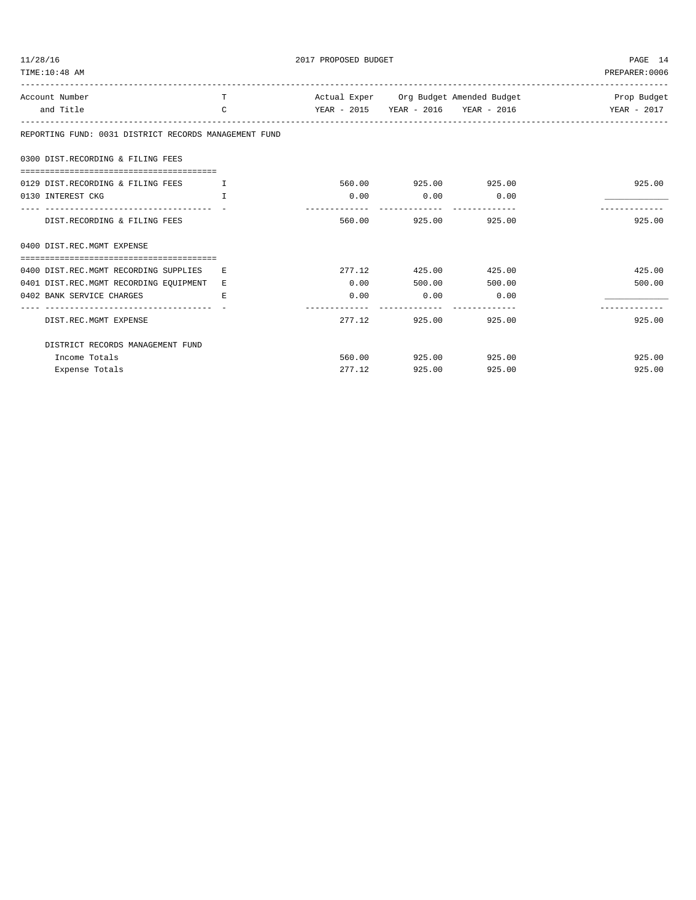2017 PROPOSED BUDGET

PREPARER:0006

| Account Number and Title | T C | Actual Exper YEAR - 2015 | Org Budget YEAR - 2016 | Amended Budget YEAR - 2016 | Prop Budget YEAR - 2017 |
|---|---|---|---|---|---|
| **REPORTING FUND: 0031 DISTRICT RECORDS MANAGEMENT FUND** | | | | | |
| **0300 DIST.RECORDING & FILING FEES** | | | | | |
| 0129 DIST.RECORDING & FILING FEES | I | 560.00 | 925.00 | 925.00 | 925.00 |
| 0130 INTEREST CKG | I | 0.00 | 0.00 | 0.00 | ____________ |
| DIST.RECORDING & FILING FEES | | 560.00 | 925.00 | 925.00 | 925.00 |
| **0400 DIST.REC.MGMT EXPENSE** | | | | | |
| 0400 DIST.REC.MGMT RECORDING SUPPLIES | E | 277.12 | 425.00 | 425.00 | 425.00 |
| 0401 DIST.REC.MGMT RECORDING EQUIPMENT | E | 0.00 | 500.00 | 500.00 | 500.00 |
| 0402 BANK SERVICE CHARGES | E | 0.00 | 0.00 | 0.00 | ____________ |
| DIST.REC.MGMT EXPENSE | | 277.12 | 925.00 | 925.00 | 925.00 |
| **DISTRICT RECORDS MANAGEMENT FUND** | | | | | |
| Income Totals | | 560.00 | 925.00 | 925.00 | 925.00 |
| Expense Totals | | 277.12 | 925.00 | 925.00 | 925.00 |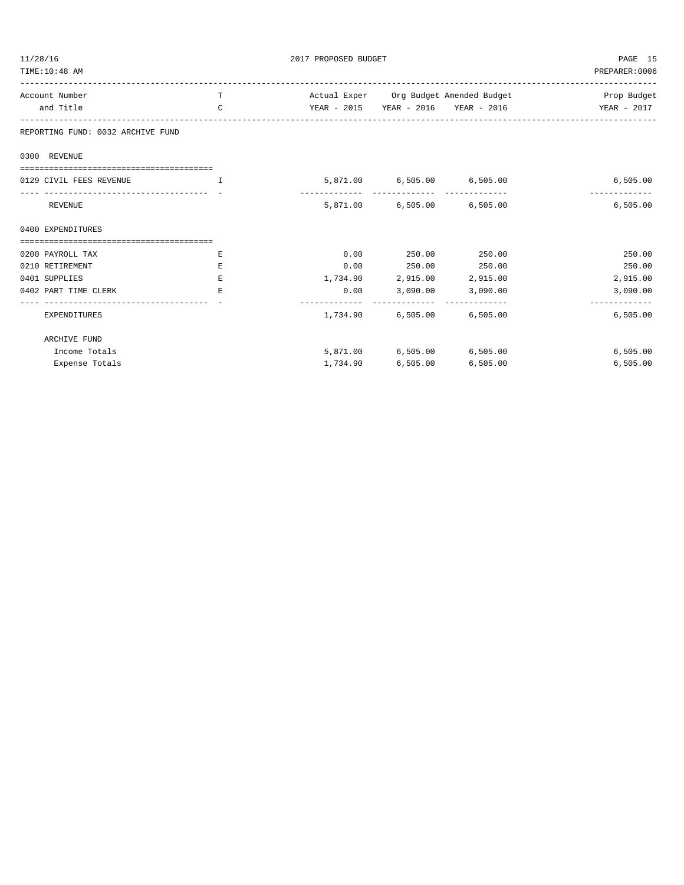## REPORTING FUND: 0032 ARCHIVE FUND

| Account Number and Title | TC | Actual Exper YEAR - 2015 | Org Budget YEAR - 2016 | Amended Budget YEAR - 2016 | Prop Budget YEAR - 2017 |
|---|---|---|---|---|---|
| **0300 REVENUE** | | | | | |
| 0129 CIVIL FEES REVENUE | I | 5,871.00 | 6,505.00 | 6,505.00 | 6,505.00 |
| REVENUE | | 5,871.00 | 6,505.00 | 6,505.00 | 6,505.00 |
| **0400 EXPENDITURES** | | | | | |
| 0200 PAYROLL TAX | E | 0.00 | 250.00 | 250.00 | 250.00 |
| 0210 RETIREMENT | E | 0.00 | 250.00 | 250.00 | 250.00 |
| 0401 SUPPLIES | E | 1,734.90 | 2,915.00 | 2,915.00 | 2,915.00 |
| 0402 PART TIME CLERK | E | 0.00 | 3,090.00 | 3,090.00 | 3,090.00 |
| EXPENDITURES | | 1,734.90 | 6,505.00 | 6,505.00 | 6,505.00 |
| **ARCHIVE FUND** | | | | | |
| Income Totals | | 5,871.00 | 6,505.00 | 6,505.00 | 6,505.00 |
| Expense Totals | | 1,734.90 | 6,505.00 | 6,505.00 | 6,505.00 |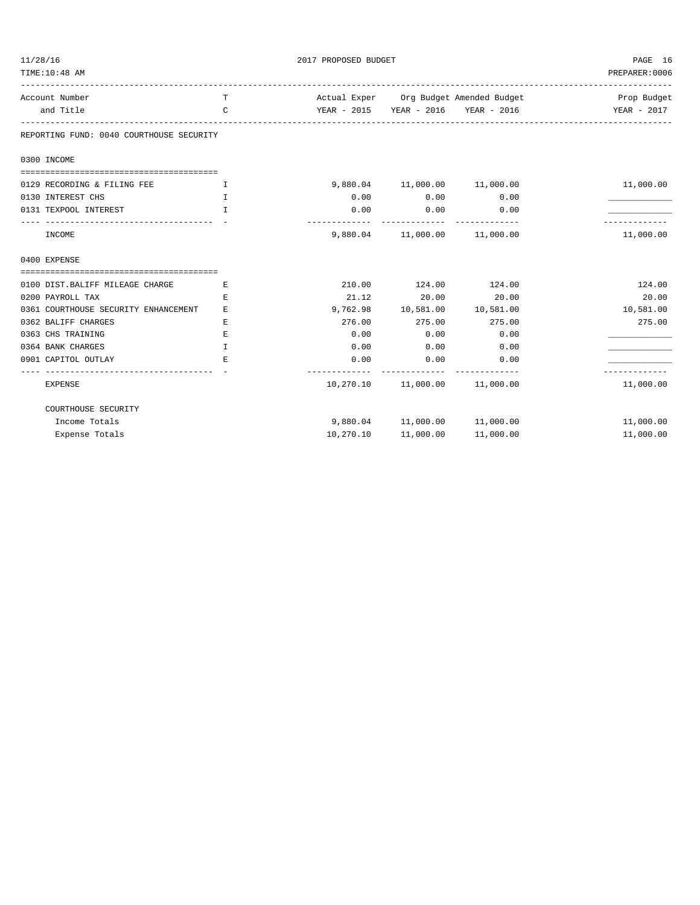| Account Number and Title | T C | Actual Exper YEAR - 2015 | Org Budget YEAR - 2016 | Amended Budget YEAR - 2016 | Prop Budget YEAR - 2017 |
|---|---|---|---|---|---|
| **REPORTING FUND: 0040 COURTHOUSE SECURITY** | | | | | |
| **0300 INCOME** | | | | | |
| 0129 RECORDING & FILING FEE | I | 9,880.04 | 11,000.00 | 11,000.00 | 11,000.00 |
| 0130 INTEREST CHS | I | 0.00 | 0.00 | 0.00 | ____________ |
| 0131 TEXPOOL INTEREST | I | 0.00 | 0.00 | 0.00 | ____________ |
| INCOME | | 9,880.04 | 11,000.00 | 11,000.00 | 11,000.00 |
| **0400 EXPENSE** | | | | | |
| 0100 DIST.BALIFF MILEAGE CHARGE | E | 210.00 | 124.00 | 124.00 | 124.00 |
| 0200 PAYROLL TAX | E | 21.12 | 20.00 | 20.00 | 20.00 |
| 0361 COURTHOUSE SECURITY ENHANCEMENT | E | 9,762.98 | 10,581.00 | 10,581.00 | 10,581.00 |
| 0362 BALIFF CHARGES | E | 276.00 | 275.00 | 275.00 | 275.00 |
| 0363 CHS TRAINING | E | 0.00 | 0.00 | 0.00 | ____________ |
| 0364 BANK CHARGES | I | 0.00 | 0.00 | 0.00 | ____________ |
| 0901 CAPITOL OUTLAY | E | 0.00 | 0.00 | 0.00 | ____________ |
| EXPENSE | | 10,270.10 | 11,000.00 | 11,000.00 | 11,000.00 |
| **COURTHOUSE SECURITY** | | | | | |
| Income Totals | | 9,880.04 | 11,000.00 | 11,000.00 | 11,000.00 |
| Expense Totals | | 10,270.10 | 11,000.00 | 11,000.00 | 11,000.00 |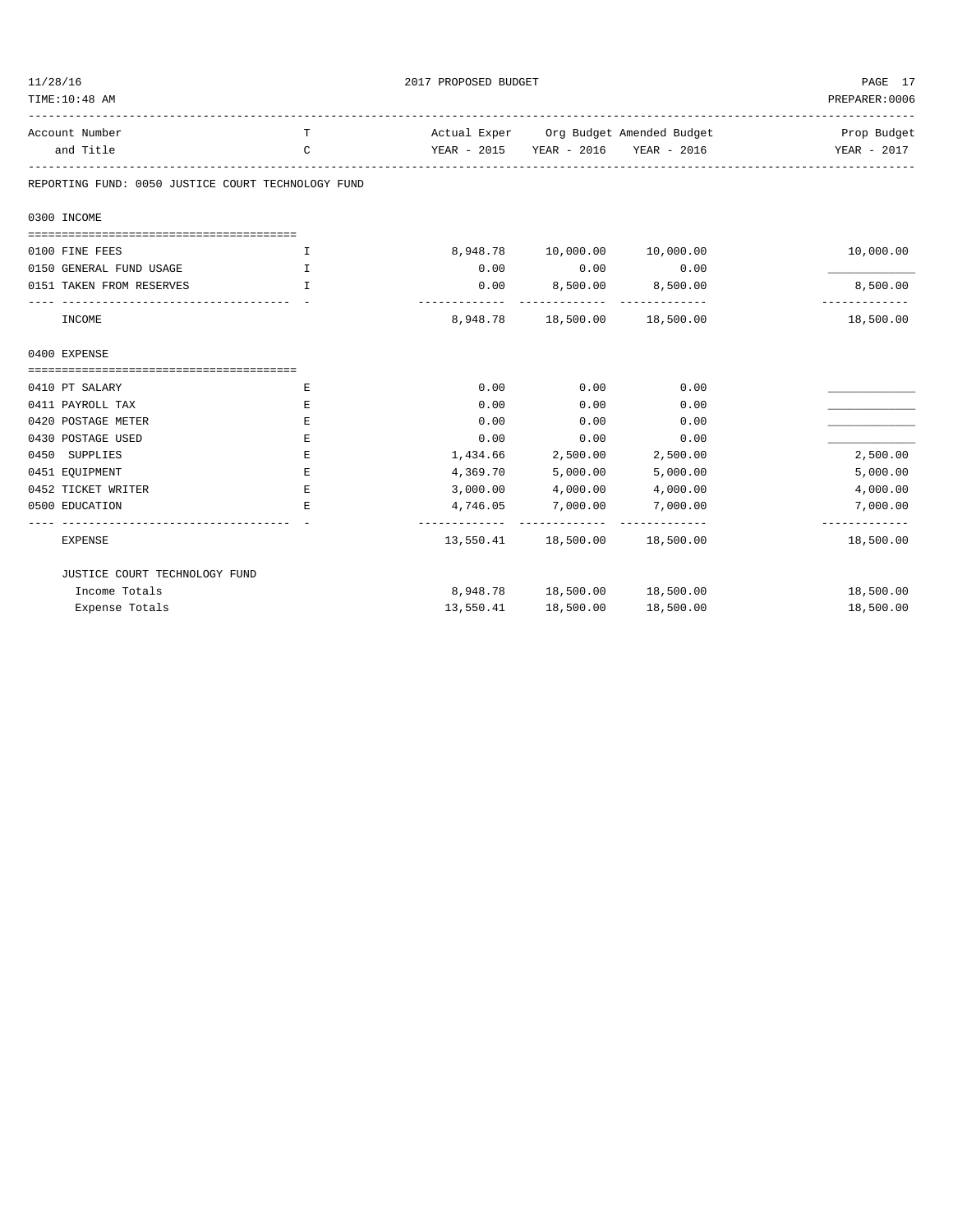2017 PROPOSED BUDGET

TIME:10:48 AM PREPARER:0006

| Account Number and Title | T C | Actual Exper YEAR - 2015 | Org Budget YEAR - 2016 | Amended Budget YEAR - 2016 | Prop Budget YEAR - 2017 |
|---|---|---|---|---|---|

REPORTING FUND: 0050 JUSTICE COURT TECHNOLOGY FUND

## 0300 INCOME

| Account Number and Title | T C | Actual Exper YEAR - 2015 | Org Budget YEAR - 2016 | Amended Budget YEAR - 2016 | Prop Budget YEAR - 2017 |
|---|---|---|---|---|---|
| 0100 FINE FEES | I | 8,948.78 | 10,000.00 | 10,000.00 | 10,000.00 |
| 0150 GENERAL FUND USAGE | I | 0.00 | 0.00 | 0.00 | ____________ |
| 0151 TAKEN FROM RESERVES | I | 0.00 | 8,500.00 | 8,500.00 | 8,500.00 |
| INCOME | | 8,948.78 | 18,500.00 | 18,500.00 | 18,500.00 |

## 0400 EXPENSE

| Account Number and Title | T C | Actual Exper YEAR - 2015 | Org Budget YEAR - 2016 | Amended Budget YEAR - 2016 | Prop Budget YEAR - 2017 |
|---|---|---|---|---|---|
| 0410 PT SALARY | E | 0.00 | 0.00 | 0.00 | ____________ |
| 0411 PAYROLL TAX | E | 0.00 | 0.00 | 0.00 | ____________ |
| 0420 POSTAGE METER | E | 0.00 | 0.00 | 0.00 | ____________ |
| 0430 POSTAGE USED | E | 0.00 | 0.00 | 0.00 | ____________ |
| 0450 SUPPLIES | E | 1,434.66 | 2,500.00 | 2,500.00 | 2,500.00 |
| 0451 EQUIPMENT | E | 4,369.70 | 5,000.00 | 5,000.00 | 5,000.00 |
| 0452 TICKET WRITER | E | 3,000.00 | 4,000.00 | 4,000.00 | 4,000.00 |
| 0500 EDUCATION | E | 4,746.05 | 7,000.00 | 7,000.00 | 7,000.00 |
| EXPENSE | | 13,550.41 | 18,500.00 | 18,500.00 | 18,500.00 |

| JUSTICE COURT TECHNOLOGY FUND | | Actual Exper YEAR - 2015 | Org Budget YEAR - 2016 | Amended Budget YEAR - 2016 | Prop Budget YEAR - 2017 |
|---|---|---|---|---|---|
| Income Totals | | 8,948.78 | 18,500.00 | 18,500.00 | 18,500.00 |
| Expense Totals | | 13,550.41 | 18,500.00 | 18,500.00 | 18,500.00 |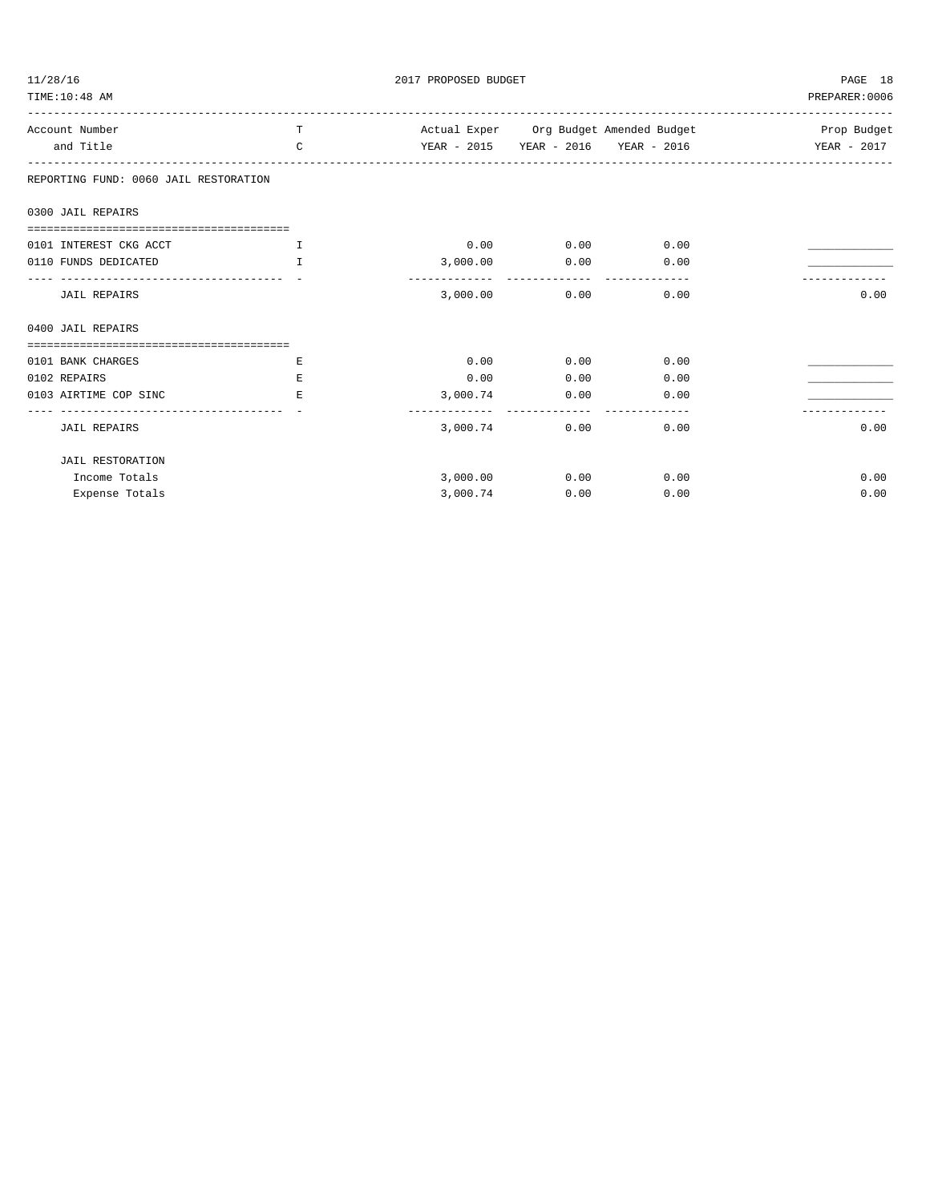2017 PROPOSED BUDGET

| Account Number and Title | TC | Actual Exper YEAR - 2015 | Org Budget YEAR - 2016 | Amended Budget YEAR - 2016 | Prop Budget YEAR - 2017 |
|---|---|---|---|---|---|
| **REPORTING FUND: 0060 JAIL RESTORATION** | | | | | |
| **0300 JAIL REPAIRS** | | | | | |
| 0101 INTEREST CKG ACCT | I | 0.00 | 0.00 | 0.00 | ____________ |
| 0110 FUNDS DEDICATED | I | 3,000.00 | 0.00 | 0.00 | ____________ |
| JAIL REPAIRS | | 3,000.00 | 0.00 | 0.00 | 0.00 |
| **0400 JAIL REPAIRS** | | | | | |
| 0101 BANK CHARGES | E | 0.00 | 0.00 | 0.00 | ____________ |
| 0102 REPAIRS | E | 0.00 | 0.00 | 0.00 | ____________ |
| 0103 AIRTIME COP SINC | E | 3,000.74 | 0.00 | 0.00 | ____________ |
| JAIL REPAIRS | | 3,000.74 | 0.00 | 0.00 | 0.00 |
| JAIL RESTORATION | | | | | |
| Income Totals | | 3,000.00 | 0.00 | 0.00 | 0.00 |
| Expense Totals | | 3,000.74 | 0.00 | 0.00 | 0.00 |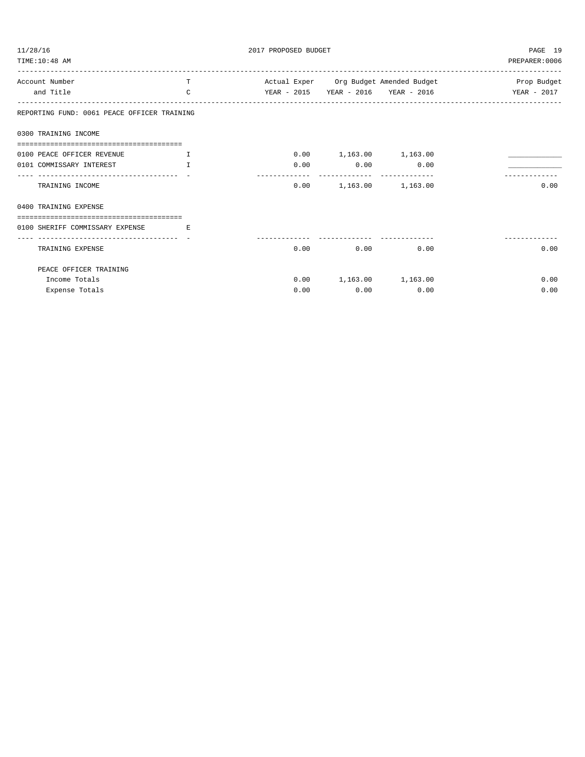| Account Number and Title | TC | Actual Exper YEAR - 2015 | Org Budget YEAR - 2016 | Amended Budget YEAR - 2016 | Prop Budget YEAR - 2017 |
|---|---|---|---|---|---|
| **REPORTING FUND: 0061 PEACE OFFICER TRAINING** | | | | | |
| **0300 TRAINING INCOME** | | | | | |
| 0100 PEACE OFFICER REVENUE | I | 0.00 | 1,163.00 | 1,163.00 | ____________ |
| 0101 COMMISSARY INTEREST | I | 0.00 | 0.00 | 0.00 | ____________ |
| TRAINING INCOME | | 0.00 | 1,163.00 | 1,163.00 | 0.00 |
| **0400 TRAINING EXPENSE** | | | | | |
| 0100 SHERIFF COMMISSARY EXPENSE | E | | | | |
| TRAINING EXPENSE | | 0.00 | 0.00 | 0.00 | 0.00 |
| PEACE OFFICER TRAINING | | | | | |
| Income Totals | | 0.00 | 1,163.00 | 1,163.00 | 0.00 |
| Expense Totals | | 0.00 | 0.00 | 0.00 | 0.00 |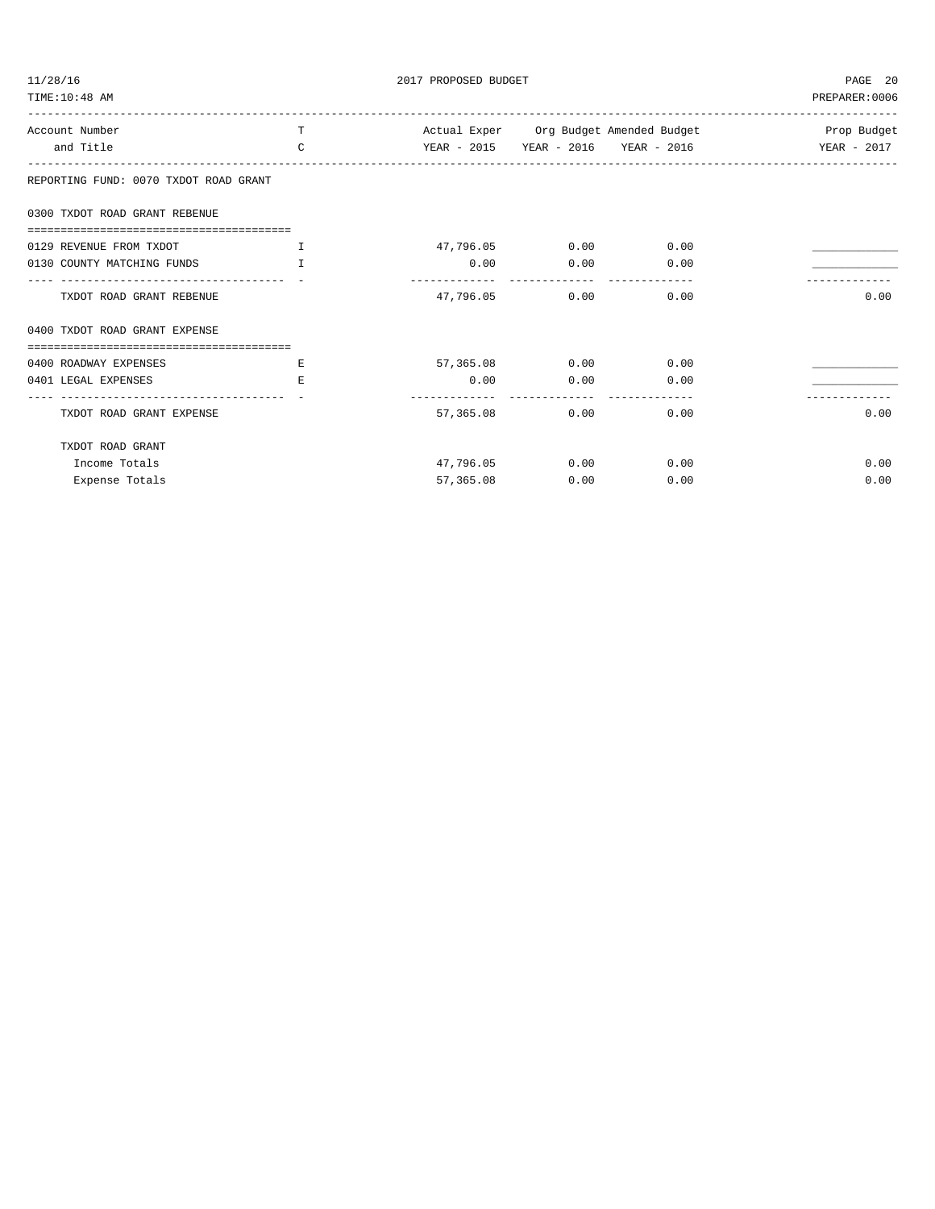2017 PROPOSED BUDGET

| Account Number and Title | TC | Actual Exper YEAR - 2015 | Org Budget YEAR - 2016 | Amended Budget YEAR - 2016 | Prop Budget YEAR - 2017 |
|---|---|---|---|---|---|
| **REPORTING FUND: 0070 TXDOT ROAD GRANT** | | | | | |
| **0300 TXDOT ROAD GRANT REBENUE** | | | | | |
| 0129 REVENUE FROM TXDOT | I | 47,796.05 | 0.00 | 0.00 | ____________ |
| 0130 COUNTY MATCHING FUNDS | I | 0.00 | 0.00 | 0.00 | ____________ |
| TXDOT ROAD GRANT REBENUE | | 47,796.05 | 0.00 | 0.00 | 0.00 |
| **0400 TXDOT ROAD GRANT EXPENSE** | | | | | |
| 0400 ROADWAY EXPENSES | E | 57,365.08 | 0.00 | 0.00 | ____________ |
| 0401 LEGAL EXPENSES | E | 0.00 | 0.00 | 0.00 | ____________ |
| TXDOT ROAD GRANT EXPENSE | | 57,365.08 | 0.00 | 0.00 | 0.00 |
| TXDOT ROAD GRANT | | | | | |
| Income Totals | | 47,796.05 | 0.00 | 0.00 | 0.00 |
| Expense Totals | | 57,365.08 | 0.00 | 0.00 | 0.00 |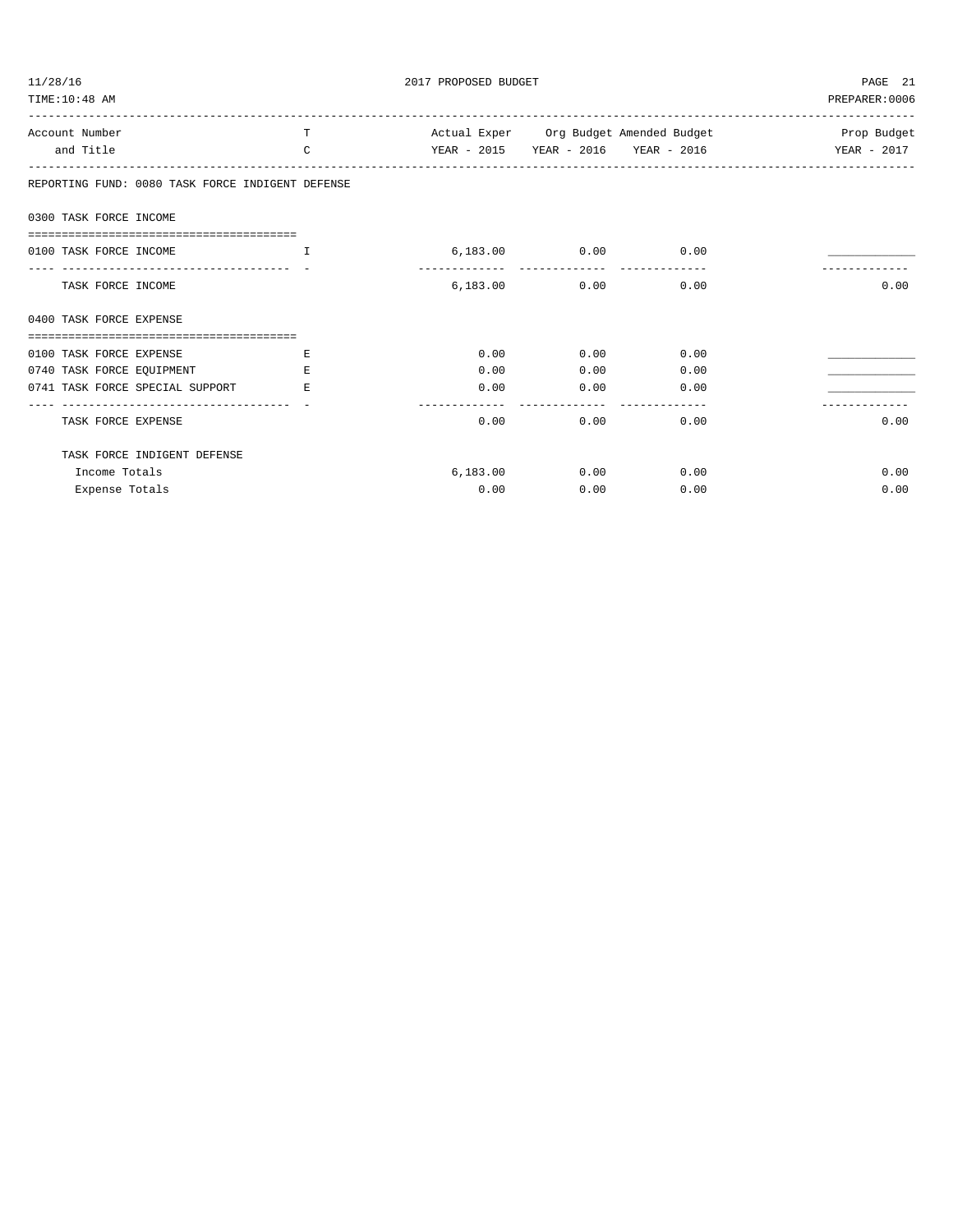## 2017 PROPOSED BUDGET

| Account Number and Title | TC | Actual Exper YEAR - 2015 | Org Budget YEAR - 2016 | Amended Budget YEAR - 2016 | Prop Budget YEAR - 2017 |
|---|---|---|---|---|---|
| **REPORTING FUND: 0080 TASK FORCE INDIGENT DEFENSE** | | | | | |
| **0300 TASK FORCE INCOME** | | | | | |
| 0100 TASK FORCE INCOME | I | 6,183.00 | 0.00 | 0.00 | ____________ |
| TASK FORCE INCOME | | 6,183.00 | 0.00 | 0.00 | 0.00 |
| **0400 TASK FORCE EXPENSE** | | | | | |
| 0100 TASK FORCE EXPENSE | E | 0.00 | 0.00 | 0.00 | ____________ |
| 0740 TASK FORCE EQUIPMENT | E | 0.00 | 0.00 | 0.00 | ____________ |
| 0741 TASK FORCE SPECIAL SUPPORT | E | 0.00 | 0.00 | 0.00 | ____________ |
| TASK FORCE EXPENSE | | 0.00 | 0.00 | 0.00 | 0.00 |
| TASK FORCE INDIGENT DEFENSE | | | | | |
| Income Totals | | 6,183.00 | 0.00 | 0.00 | 0.00 |
| Expense Totals | | 0.00 | 0.00 | 0.00 | 0.00 |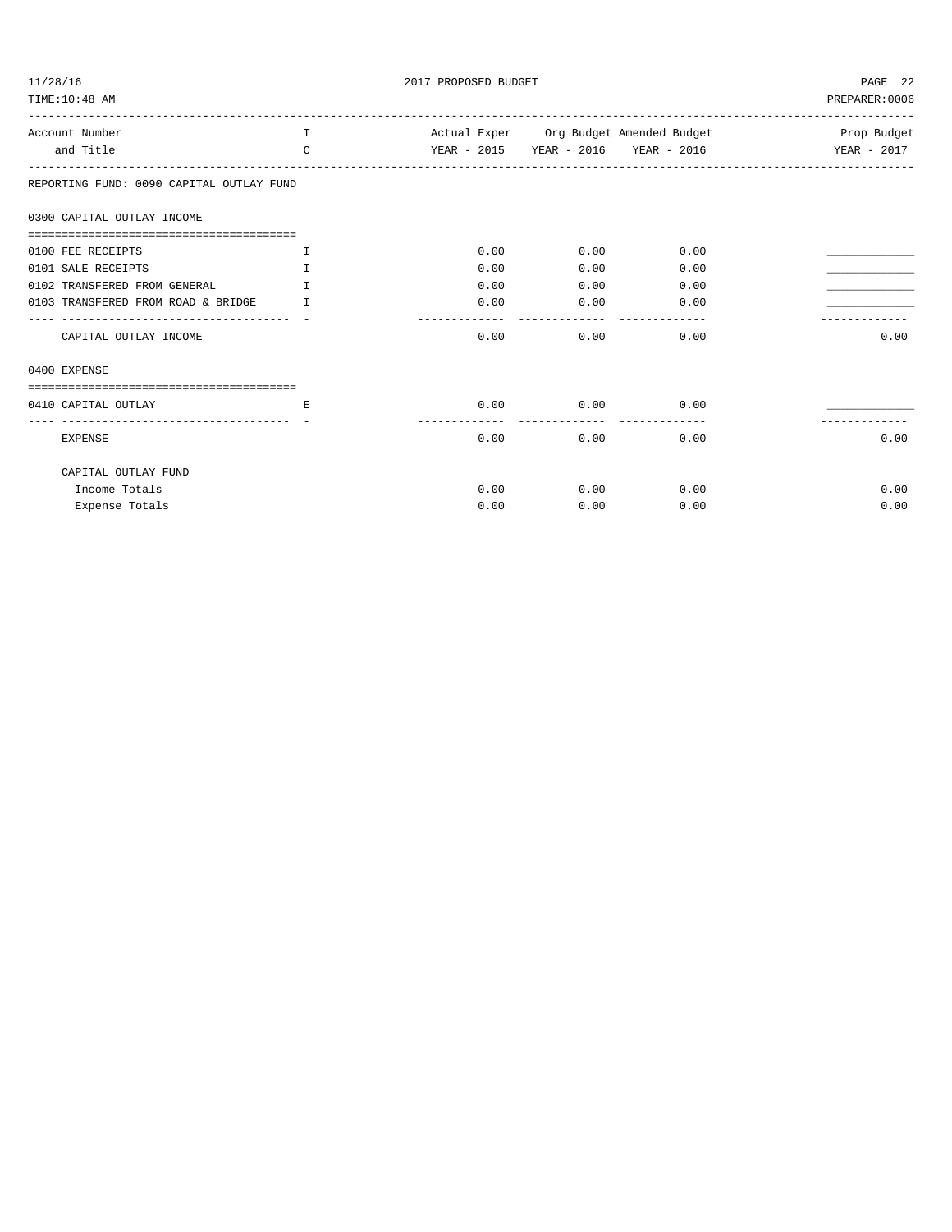REPORTING FUND: 0090 CAPITAL OUTLAY FUND

| Account Number and Title | TC | Actual Exper YEAR - 2015 | Org Budget YEAR - 2016 | Amended Budget YEAR - 2016 | Prop Budget YEAR - 2017 |
|---|---|---|---|---|---|
| **0300 CAPITAL OUTLAY INCOME** | | | | | |
| 0100 FEE RECEIPTS | I | 0.00 | 0.00 | 0.00 | ____________ |
| 0101 SALE RECEIPTS | I | 0.00 | 0.00 | 0.00 | ____________ |
| 0102 TRANSFERED FROM GENERAL | I | 0.00 | 0.00 | 0.00 | ____________ |
| 0103 TRANSFERED FROM ROAD & BRIDGE | I | 0.00 | 0.00 | 0.00 | ____________ |
| CAPITAL OUTLAY INCOME | | 0.00 | 0.00 | 0.00 | 0.00 |
| **0400 EXPENSE** | | | | | |
| 0410 CAPITAL OUTLAY | E | 0.00 | 0.00 | 0.00 | ____________ |
| EXPENSE | | 0.00 | 0.00 | 0.00 | 0.00 |
| **CAPITAL OUTLAY FUND** | | | | | |
| Income Totals | | 0.00 | 0.00 | 0.00 | 0.00 |
| Expense Totals | | 0.00 | 0.00 | 0.00 | 0.00 |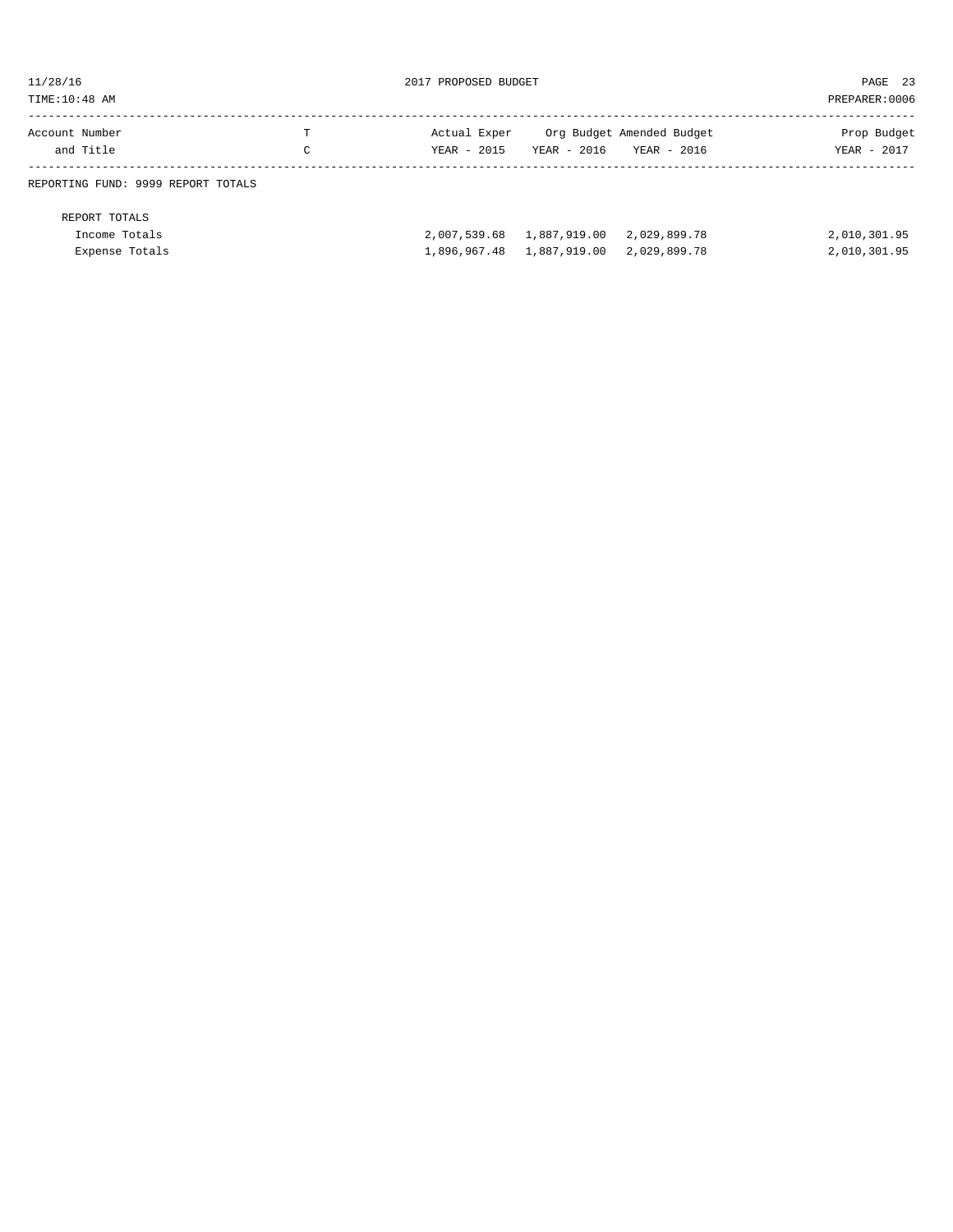| Account Number and Title | T C | Actual Exper YEAR - 2015 | Org Budget YEAR - 2016 | Amended Budget YEAR - 2016 | Prop Budget YEAR - 2017 |
|---|---|---|---|---|---|
| REPORTING FUND: 9999 REPORT TOTALS | | | | | |
| REPORT TOTALS | | | | | |
| Income Totals | | 2,007,539.68 | 1,887,919.00 | 2,029,899.78 | 2,010,301.95 |
| Expense Totals | | 1,896,967.48 | 1,887,919.00 | 2,029,899.78 | 2,010,301.95 |